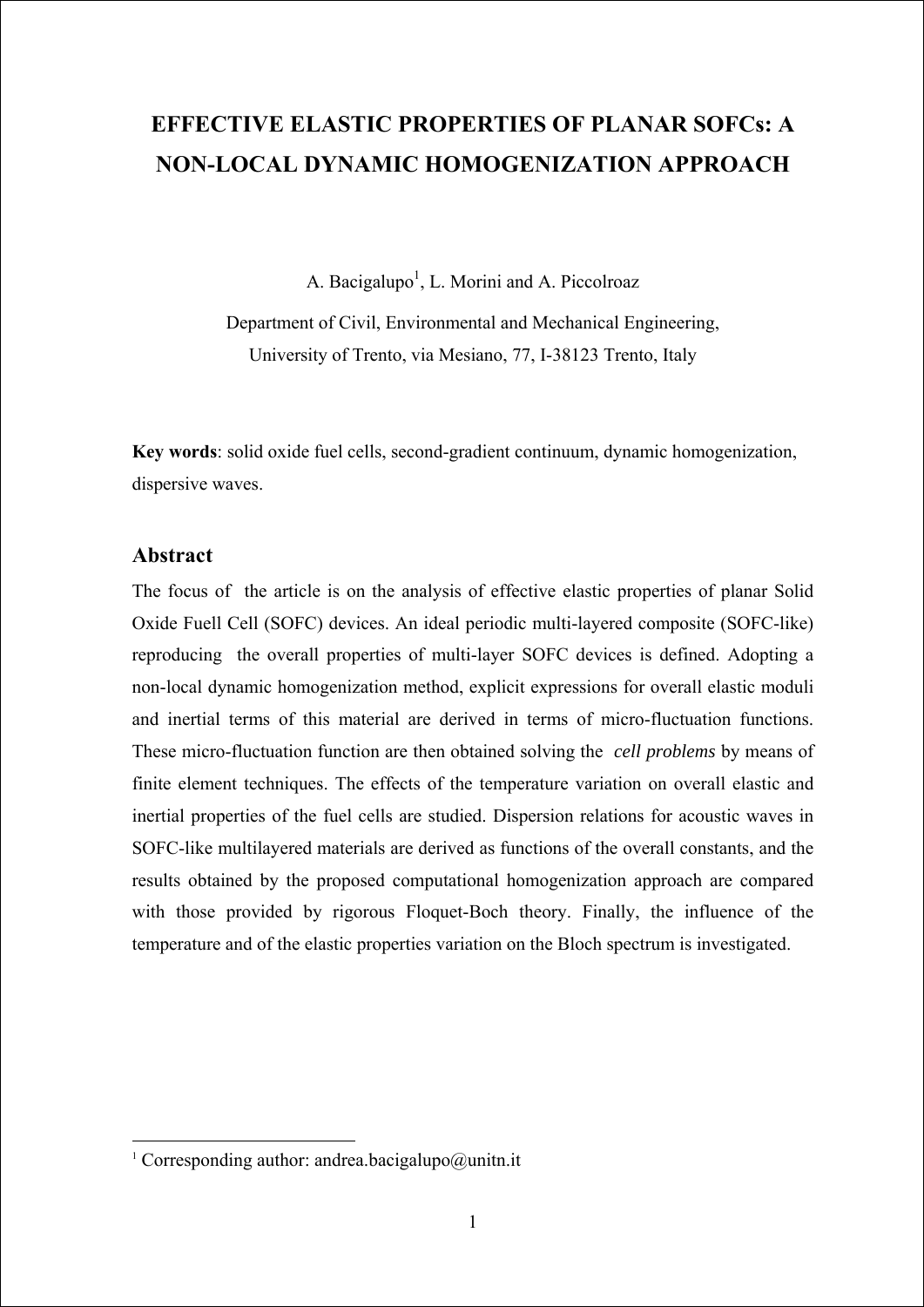# EFFECTIVE ELASTIC PROPERTIES OF PLANAR SOFCs: A NON-LOCAL DYNAMIC HOMOGENIZATION APPROACH

A. Bacigalupo[1], L. Morini and A. Piccolroaz

Department of Civil, Environmental and Mechanical Engineering,
University of Trento, via Mesiano, 77, I-38123 Trento, Italy

**Key words**: solid oxide fuel cells, second-gradient continuum, dynamic homogenization, dispersive waves.

## Abstract

The focus of the article is on the analysis of effective elastic properties of planar Solid Oxide Fuell Cell (SOFC) devices. An ideal periodic multi-layered composite (SOFC-like) reproducing the overall properties of multi-layer SOFC devices is defined. Adopting a non-local dynamic homogenization method, explicit expressions for overall elastic moduli and inertial terms of this material are derived in terms of micro-fluctuation functions. These micro-fluctuation function are then obtained solving the *cell problems* by means of finite element techniques. The effects of the temperature variation on overall elastic and inertial properties of the fuel cells are studied. Dispersion relations for acoustic waves in SOFC-like multilayered materials are derived as functions of the overall constants, and the results obtained by the proposed computational homogenization approach are compared with those provided by rigorous Floquet-Boch theory. Finally, the influence of the temperature and of the elastic properties variation on the Bloch spectrum is investigated.

[1] Corresponding author: andrea.bacigalupo@unitn.it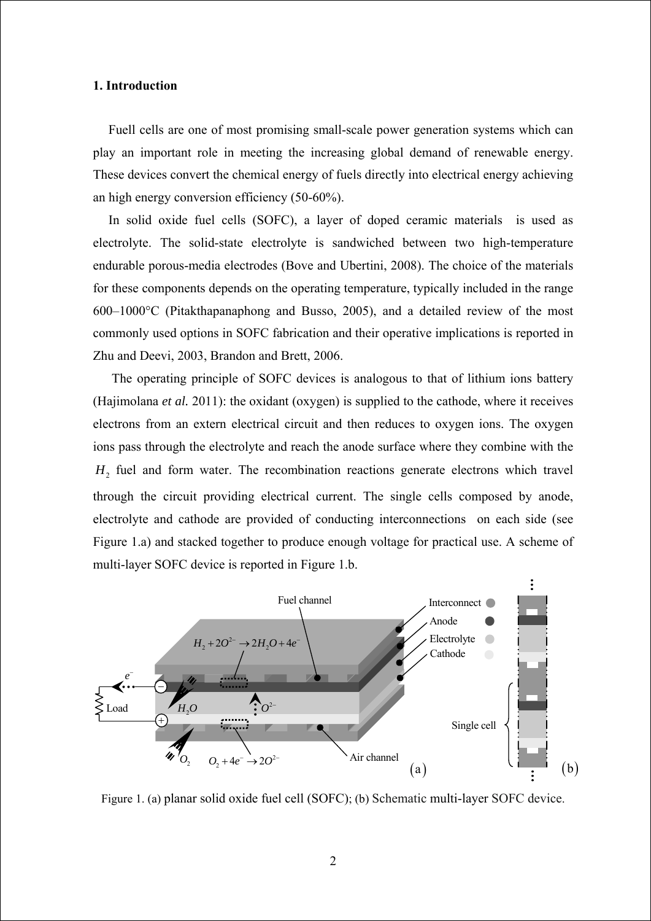## 1. Introduction

Fuell cells are one of most promising small-scale power generation systems which can play an important role in meeting the increasing global demand of renewable energy. These devices convert the chemical energy of fuels directly into electrical energy achieving an high energy conversion efficiency (50-60%).

In solid oxide fuel cells (SOFC), a layer of doped ceramic materials is used as electrolyte. The solid-state electrolyte is sandwiched between two high-temperature endurable porous-media electrodes (Bove and Ubertini, 2008). The choice of the materials for these components depends on the operating temperature, typically included in the range 600–1000°C (Pitakthapanaphong and Busso, 2005), and a detailed review of the most commonly used options in SOFC fabrication and their operative implications is reported in Zhu and Deevi, 2003, Brandon and Brett, 2006.

The operating principle of SOFC devices is analogous to that of lithium ions battery (Hajimolana *et al.* 2011): the oxidant (oxygen) is supplied to the cathode, where it receives electrons from an extern electrical circuit and then reduces to oxygen ions. The oxygen ions pass through the electrolyte and reach the anode surface where they combine with the $H_2$ fuel and form water. The recombination reactions generate electrons which travel through the circuit providing electrical current. The single cells composed by anode, electrolyte and cathode are provided of conducting interconnections on each side (see Figure 1.a) and stacked together to produce enough voltage for practical use. A scheme of multi-layer SOFC device is reported in Figure 1.b.

Figure 1. (a) planar solid oxide fuel cell (SOFC); (b) Schematic multi-layer SOFC device.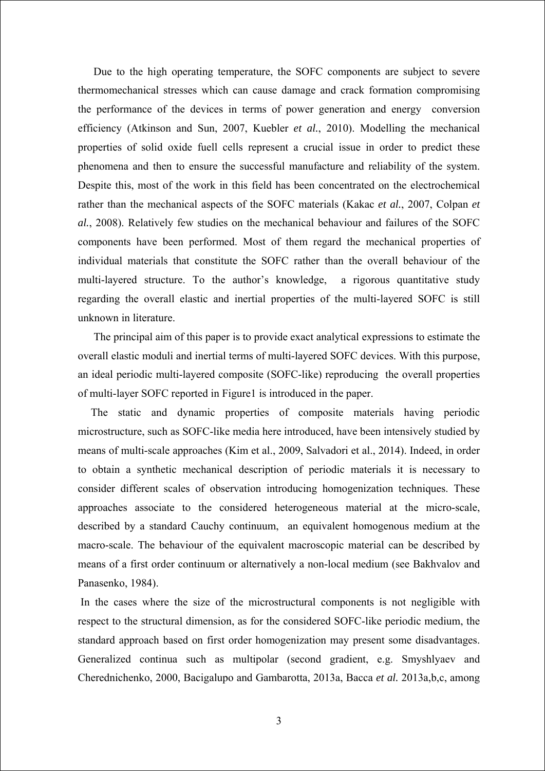Due to the high operating temperature, the SOFC components are subject to severe thermomechanical stresses which can cause damage and crack formation compromising the performance of the devices in terms of power generation and energy conversion efficiency (Atkinson and Sun, 2007, Kuebler *et al.*, 2010). Modelling the mechanical properties of solid oxide fuell cells represent a crucial issue in order to predict these phenomena and then to ensure the successful manufacture and reliability of the system. Despite this, most of the work in this field has been concentrated on the electrochemical rather than the mechanical aspects of the SOFC materials (Kakac *et al.*, 2007, Colpan *et al.*, 2008). Relatively few studies on the mechanical behaviour and failures of the SOFC components have been performed. Most of them regard the mechanical properties of individual materials that constitute the SOFC rather than the overall behaviour of the multi-layered structure. To the author's knowledge, a rigorous quantitative study regarding the overall elastic and inertial properties of the multi-layered SOFC is still unknown in literature.

The principal aim of this paper is to provide exact analytical expressions to estimate the overall elastic moduli and inertial terms of multi-layered SOFC devices. With this purpose, an ideal periodic multi-layered composite (SOFC-like) reproducing the overall properties of multi-layer SOFC reported in Figure1 is introduced in the paper.

The static and dynamic properties of composite materials having periodic microstructure, such as SOFC-like media here introduced, have been intensively studied by means of multi-scale approaches (Kim et al., 2009, Salvadori et al., 2014). Indeed, in order to obtain a synthetic mechanical description of periodic materials it is necessary to consider different scales of observation introducing homogenization techniques. These approaches associate to the considered heterogeneous material at the micro-scale, described by a standard Cauchy continuum, an equivalent homogenous medium at the macro-scale. The behaviour of the equivalent macroscopic material can be described by means of a first order continuum or alternatively a non-local medium (see Bakhvalov and Panasenko, 1984).

In the cases where the size of the microstructural components is not negligible with respect to the structural dimension, as for the considered SOFC-like periodic medium, the standard approach based on first order homogenization may present some disadvantages. Generalized continua such as multipolar (second gradient, e.g. Smyshlyaev and Cherednichenko, 2000, Bacigalupo and Gambarotta, 2013a, Bacca *et al.* 2013a,b,c, among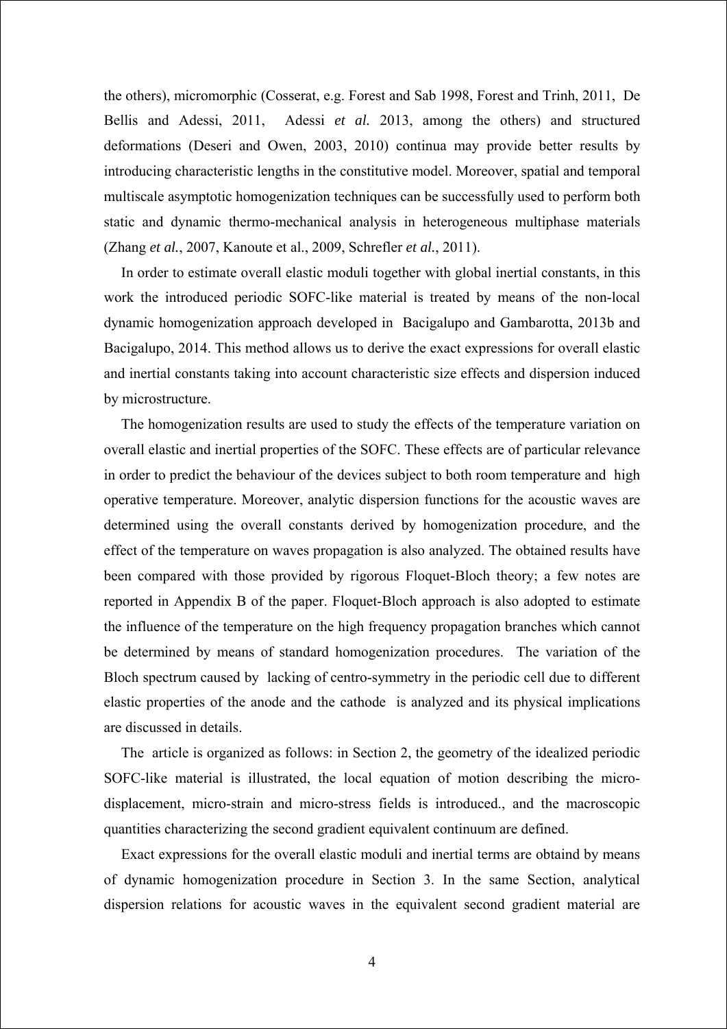the others), micromorphic (Cosserat, e.g. Forest and Sab 1998, Forest and Trinh, 2011, De Bellis and Adessi, 2011, Adessi *et al.* 2013, among the others) and structured deformations (Deseri and Owen, 2003, 2010) continua may provide better results by introducing characteristic lengths in the constitutive model. Moreover, spatial and temporal multiscale asymptotic homogenization techniques can be successfully used to perform both static and dynamic thermo-mechanical analysis in heterogeneous multiphase materials (Zhang *et al.*, 2007, Kanoute et al., 2009, Schrefler *et al.*, 2011).

In order to estimate overall elastic moduli together with global inertial constants, in this work the introduced periodic SOFC-like material is treated by means of the non-local dynamic homogenization approach developed in Bacigalupo and Gambarotta, 2013b and Bacigalupo, 2014. This method allows us to derive the exact expressions for overall elastic and inertial constants taking into account characteristic size effects and dispersion induced by microstructure.

The homogenization results are used to study the effects of the temperature variation on overall elastic and inertial properties of the SOFC. These effects are of particular relevance in order to predict the behaviour of the devices subject to both room temperature and high operative temperature. Moreover, analytic dispersion functions for the acoustic waves are determined using the overall constants derived by homogenization procedure, and the effect of the temperature on waves propagation is also analyzed. The obtained results have been compared with those provided by rigorous Floquet-Bloch theory; a few notes are reported in Appendix B of the paper. Floquet-Bloch approach is also adopted to estimate the influence of the temperature on the high frequency propagation branches which cannot be determined by means of standard homogenization procedures. The variation of the Bloch spectrum caused by lacking of centro-symmetry in the periodic cell due to different elastic properties of the anode and the cathode is analyzed and its physical implications are discussed in details.

The article is organized as follows: in Section 2, the geometry of the idealized periodic SOFC-like material is illustrated, the local equation of motion describing the micro-displacement, micro-strain and micro-stress fields is introduced., and the macroscopic quantities characterizing the second gradient equivalent continuum are defined.

Exact expressions for the overall elastic moduli and inertial terms are obtaind by means of dynamic homogenization procedure in Section 3. In the same Section, analytical dispersion relations for acoustic waves in the equivalent second gradient material are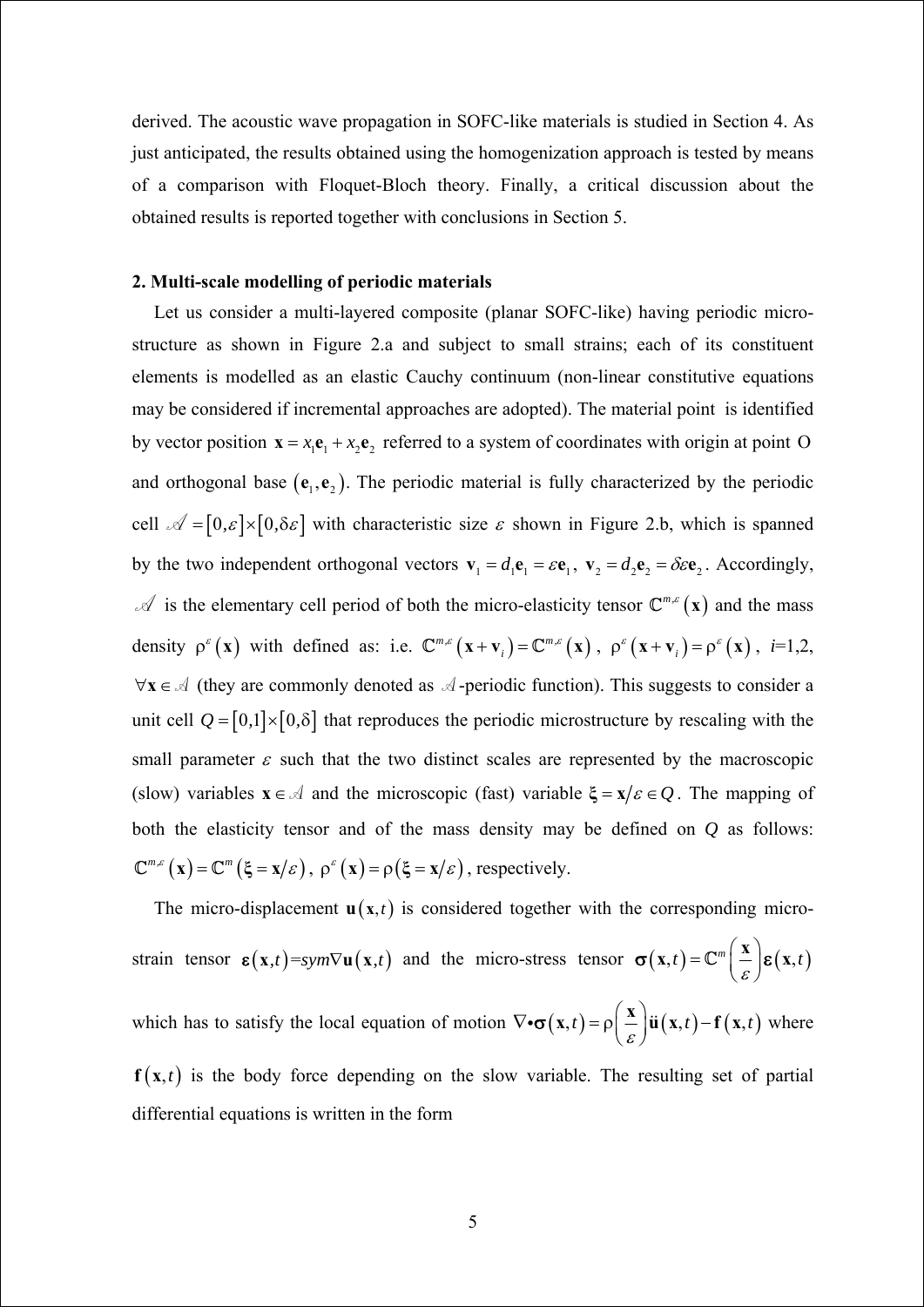derived. The acoustic wave propagation in SOFC-like materials is studied in Section 4. As just anticipated, the results obtained using the homogenization approach is tested by means of a comparison with Floquet-Bloch theory. Finally, a critical discussion about the obtained results is reported together with conclusions in Section 5.

## 2. Multi-scale modelling of periodic materials

Let us consider a multi-layered composite (planar SOFC-like) having periodic micro-structure as shown in Figure 2.a and subject to small strains; each of its constituent elements is modelled as an elastic Cauchy continuum (non-linear constitutive equations may be considered if incremental approaches are adopted). The material point is identified by vector position $\mathbf{x} = x_1\mathbf{e}_1 + x_2\mathbf{e}_2$ referred to a system of coordinates with origin at point O and orthogonal base $(\mathbf{e}_1, \mathbf{e}_2)$. The periodic material is fully characterized by the periodic cell $\mathcal{A} = [0,\varepsilon]\times[0,\delta\varepsilon]$ with characteristic size $\varepsilon$ shown in Figure 2.b, which is spanned by the two independent orthogonal vectors $\mathbf{v}_1 = d_1\mathbf{e}_1 = \varepsilon\mathbf{e}_1$, $\mathbf{v}_2 = d_2\mathbf{e}_2 = \delta\varepsilon\mathbf{e}_2$. Accordingly, $\mathcal{A}$ is the elementary cell period of both the micro-elasticity tensor $\mathbb{C}^{m,\varepsilon}(\mathbf{x})$ and the mass density $\rho^{\varepsilon}(\mathbf{x})$ with defined as: i.e. $\mathbb{C}^{m,\varepsilon}(\mathbf{x}+\mathbf{v}_i) = \mathbb{C}^{m,\varepsilon}(\mathbf{x})$, $\rho^{\varepsilon}(\mathbf{x}+\mathbf{v}_i) = \rho^{\varepsilon}(\mathbf{x})$, $i$=1,2, $\forall\mathbf{x}\in\mathcal{A}$ (they are commonly denoted as $\mathcal{A}$-periodic function). This suggests to consider a unit cell $Q = [0,1]\times[0,\delta]$ that reproduces the periodic microstructure by rescaling with the small parameter $\varepsilon$ such that the two distinct scales are represented by the macroscopic (slow) variables $\mathbf{x}\in\mathcal{A}$ and the microscopic (fast) variable $\boldsymbol{\xi} = \mathbf{x}/\varepsilon \in Q$. The mapping of both the elasticity tensor and of the mass density may be defined on $Q$ as follows: $\mathbb{C}^{m,\varepsilon}(\mathbf{x}) = \mathbb{C}^{m}(\xi = \mathbf{x}/\varepsilon)$, $\rho^{\varepsilon}(\mathbf{x}) = \rho(\xi = \mathbf{x}/\varepsilon)$, respectively.

The micro-displacement $\mathbf{u}(\mathbf{x},t)$ is considered together with the corresponding micro-strain tensor $\boldsymbol{\varepsilon}(\mathbf{x},t)$=$sym\nabla\mathbf{u}(\mathbf{x},t)$ and the micro-stress tensor $\boldsymbol{\sigma}(\mathbf{x},t) = \mathbb{C}^{m}\left(\frac{\mathbf{x}}{\varepsilon}\right)\boldsymbol{\varepsilon}(\mathbf{x},t)$ which has to satisfy the local equation of motion $\nabla\bullet\boldsymbol{\sigma}(\mathbf{x},t) = \rho\left(\frac{\mathbf{x}}{\varepsilon}\right)\ddot{\mathbf{u}}(\mathbf{x},t) - \mathbf{f}(\mathbf{x},t)$ where $\mathbf{f}(\mathbf{x},t)$ is the body force depending on the slow variable. The resulting set of partial differential equations is written in the form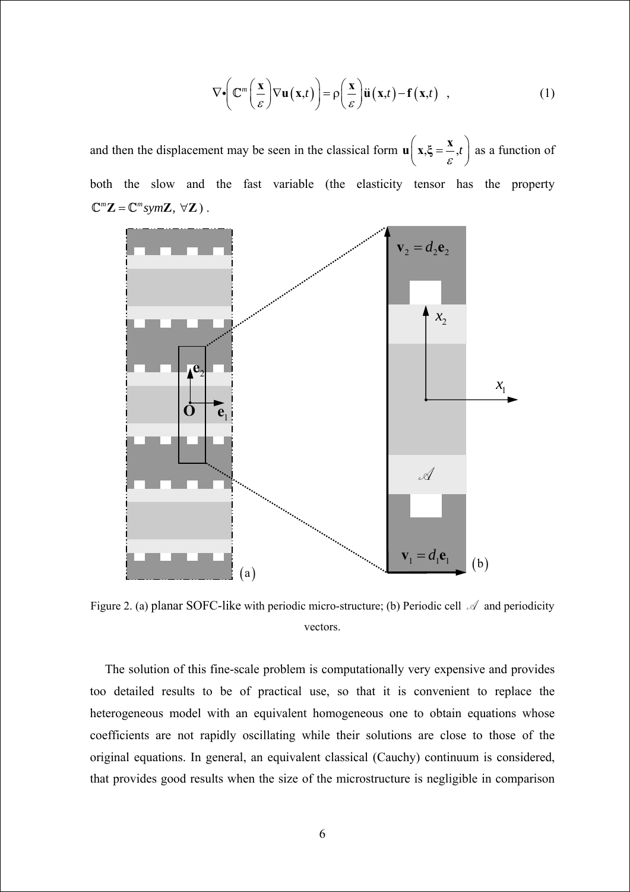$$\nabla \bullet \left( \mathbb{C}^m \left( \frac{\mathbf{x}}{\varepsilon} \right) \nabla \mathbf{u}(\mathbf{x},t) \right) = \rho \left( \frac{\mathbf{x}}{\varepsilon} \right) \ddot{\mathbf{u}}(\mathbf{x},t) - \mathbf{f}(\mathbf{x},t) \quad , \tag{1}$$

and then the displacement may be seen in the classical form $\mathbf{u}\left(\mathbf{x}, \boldsymbol{\xi} = \frac{\mathbf{x}}{\varepsilon}, t\right)$ as a function of both the slow and the fast variable (the elasticity tensor has the property $\mathbb{C}^m \mathbf{Z} = \mathbb{C}^m sym\mathbf{Z},\ \forall \mathbf{Z}$).

Figure 2. (a) planar SOFC-like with periodic micro-structure; (b) Periodic cell $\mathscr{A}$ and periodicity vectors.

The solution of this fine-scale problem is computationally very expensive and provides too detailed results to be of practical use, so that it is convenient to replace the heterogeneous model with an equivalent homogeneous one to obtain equations whose coefficients are not rapidly oscillating while their solutions are close to those of the original equations. In general, an equivalent classical (Cauchy) continuum is considered, that provides good results when the size of the microstructure is negligible in comparison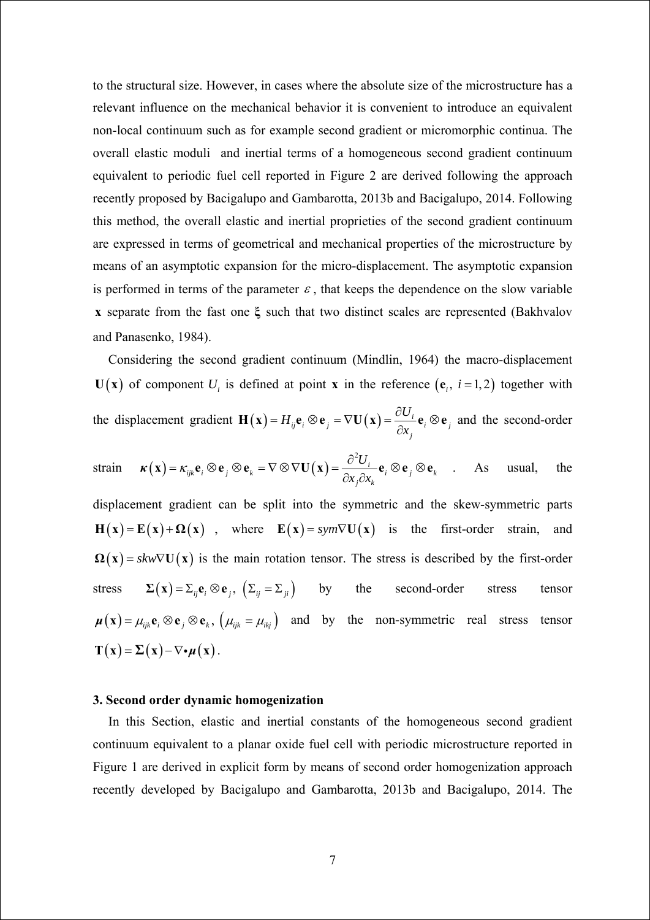to the structural size. However, in cases where the absolute size of the microstructure has a relevant influence on the mechanical behavior it is convenient to introduce an equivalent non-local continuum such as for example second gradient or micromorphic continua. The overall elastic moduli and inertial terms of a homogeneous second gradient continuum equivalent to periodic fuel cell reported in Figure 2 are derived following the approach recently proposed by Bacigalupo and Gambarotta, 2013b and Bacigalupo, 2014. Following this method, the overall elastic and inertial proprieties of the second gradient continuum are expressed in terms of geometrical and mechanical properties of the microstructure by means of an asymptotic expansion for the micro-displacement. The asymptotic expansion is performed in terms of the parameter $\varepsilon$, that keeps the dependence on the slow variable $\mathbf{x}$ separate from the fast one $\boldsymbol{\xi}$ such that two distinct scales are represented (Bakhvalov and Panasenko, 1984).

Considering the second gradient continuum (Mindlin, 1964) the macro-displacement $\mathbf{U}(\mathbf{x})$ of component $U_i$ is defined at point $\mathbf{x}$ in the reference $(\mathbf{e}_i,\ i=1,2)$ together with the displacement gradient $\mathbf{H}(\mathbf{x}) = H_{ij}\mathbf{e}_i \otimes \mathbf{e}_j = \nabla \mathbf{U}(\mathbf{x}) = \frac{\partial U_i}{\partial x_j}\mathbf{e}_i \otimes \mathbf{e}_j$ and the second-order strain $\boldsymbol{\kappa}(\mathbf{x}) = \kappa_{ijk}\mathbf{e}_i \otimes \mathbf{e}_j \otimes \mathbf{e}_k = \nabla \otimes \nabla \mathbf{U}(\mathbf{x}) = \frac{\partial^2 U_i}{\partial x_j \partial x_k}\mathbf{e}_i \otimes \mathbf{e}_j \otimes \mathbf{e}_k$. As usual, the displacement gradient can be split into the symmetric and the skew-symmetric parts $\mathbf{H}(\mathbf{x}) = \mathbf{E}(\mathbf{x}) + \boldsymbol{\Omega}(\mathbf{x})$, where $\mathbf{E}(\mathbf{x}) = sym\nabla\mathbf{U}(\mathbf{x})$ is the first-order strain, and $\boldsymbol{\Omega}(\mathbf{x}) = skw\nabla\mathbf{U}(\mathbf{x})$ is the main rotation tensor. The stress is described by the first-order stress $\boldsymbol{\Sigma}(\mathbf{x}) = \Sigma_{ij}\mathbf{e}_i \otimes \mathbf{e}_j,\ (\Sigma_{ij} = \Sigma_{ji})$ by the second-order stress tensor $\boldsymbol{\mu}(\mathbf{x}) = \mu_{ijk}\mathbf{e}_i \otimes \mathbf{e}_j \otimes \mathbf{e}_k,\ (\mu_{ijk} = \mu_{ikj})$ and by the non-symmetric real stress tensor $\mathbf{T}(\mathbf{x}) = \boldsymbol{\Sigma}(\mathbf{x}) - \nabla \bullet \boldsymbol{\mu}(\mathbf{x})$.

## 3. Second order dynamic homogenization

In this Section, elastic and inertial constants of the homogeneous second gradient continuum equivalent to a planar oxide fuel cell with periodic microstructure reported in Figure 1 are derived in explicit form by means of second order homogenization approach recently developed by Bacigalupo and Gambarotta, 2013b and Bacigalupo, 2014. The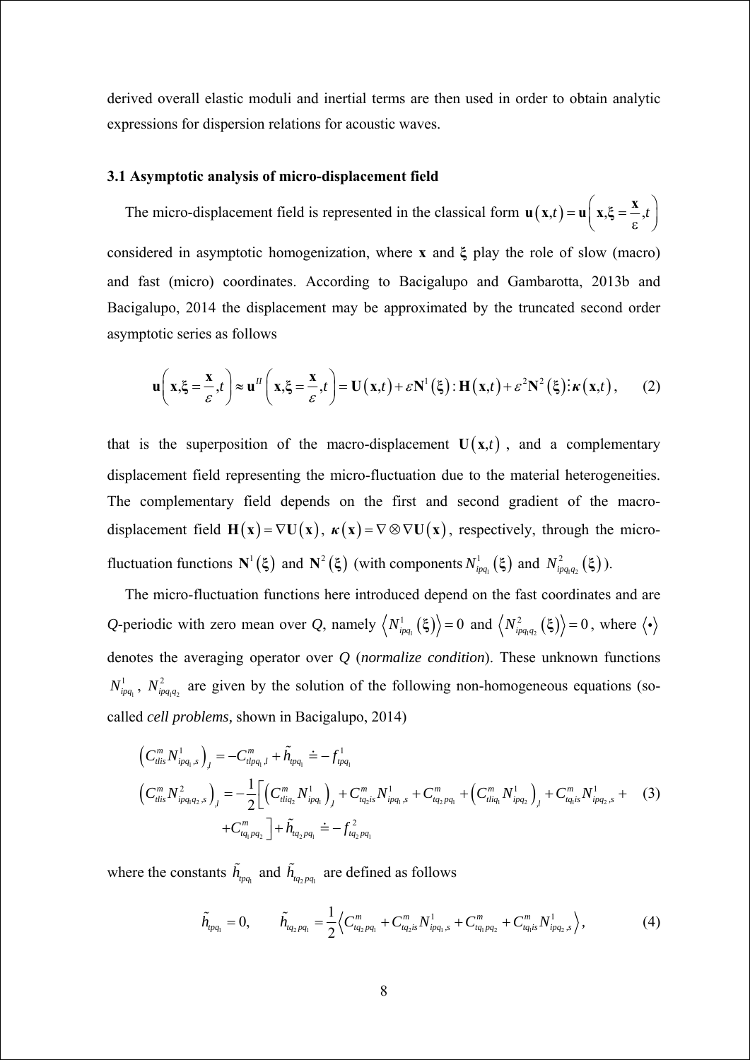derived overall elastic moduli and inertial terms are then used in order to obtain analytic expressions for dispersion relations for acoustic waves.

### 3.1 Asymptotic analysis of micro-displacement field

The micro-displacement field is represented in the classical form $\mathbf{u}(\mathbf{x},t)=\mathbf{u}\left(\mathbf{x},\xi=\dfrac{\mathbf{x}}{\varepsilon},t\right)$ considered in asymptotic homogenization, where $\mathbf{x}$ and $\boldsymbol{\xi}$ play the role of slow (macro) and fast (micro) coordinates. According to Bacigalupo and Gambarotta, 2013b and Bacigalupo, 2014 the displacement may be approximated by the truncated second order asymptotic series as follows

$$\mathbf{u}\left(\mathbf{x},\xi=\frac{\mathbf{x}}{\varepsilon},t\right)\approx\mathbf{u}^{II}\left(\mathbf{x},\xi=\frac{\mathbf{x}}{\varepsilon},t\right)=\mathbf{U}(\mathbf{x},t)+\varepsilon\mathbf{N}^{1}(\boldsymbol{\xi}):\mathbf{H}(\mathbf{x},t)+\varepsilon^{2}\mathbf{N}^{2}(\boldsymbol{\xi})\vdots\boldsymbol{\kappa}(\mathbf{x},t),\qquad(2)$$

that is the superposition of the macro-displacement $\mathbf{U}(\mathbf{x},t)$, and a complementary displacement field representing the micro-fluctuation due to the material heterogeneities. The complementary field depends on the first and second gradient of the macro-displacement field $\mathbf{H}(\mathbf{x})=\nabla\mathbf{U}(\mathbf{x})$, $\boldsymbol{\kappa}(\mathbf{x})=\nabla\otimes\nabla\mathbf{U}(\mathbf{x})$, respectively, through the micro-fluctuation functions $\mathbf{N}^{1}(\boldsymbol{\xi})$ and $\mathbf{N}^{2}(\boldsymbol{\xi})$ (with components $N^{1}_{ipq_1}(\boldsymbol{\xi})$ and $N^{2}_{ipq_1q_2}(\boldsymbol{\xi})$).

The micro-fluctuation functions here introduced depend on the fast coordinates and are *Q*-periodic with zero mean over *Q*, namely $\left\langle N^{1}_{ipq_1}(\boldsymbol{\xi})\right\rangle=0$ and $\left\langle N^{2}_{ipq_1q_2}(\boldsymbol{\xi})\right\rangle=0$, where $\langle\bullet\rangle$ denotes the averaging operator over *Q* (*normalize condition*). These unknown functions $N^{1}_{ipq_1}$, $N^{2}_{ipq_1q_2}$ are given by the solution of the following non-homogeneous equations (so-called *cell problems,* shown in Bacigalupo, 2014)

$$\begin{aligned}
&\left(C^{m}_{tlis}N^{1}_{ipq_1,s}\right)_{,l}=-C^{m}_{tlpq_1,l}+\tilde{h}_{tpq_1}\doteq-f^{1}_{tpq_1}\\
&\left(C^{m}_{tlis}N^{2}_{ipq_1q_2,s}\right)_{,l}=-\frac{1}{2}\Big[\left(C^{m}_{tliq_2}N^{1}_{ipq_1}\right)_{,l}+C^{m}_{tq_2is}N^{1}_{ipq_1,s}+C^{m}_{tq_2pq_1}+\left(C^{m}_{tliq_1}N^{1}_{ipq_2}\right)_{,l}+C^{m}_{tq_1is}N^{1}_{ipq_2,s}+\\
&\qquad+C^{m}_{tq_1pq_2}\Big]+\tilde{h}_{tq_2pq_1}\doteq-f^{2}_{tq_2pq_1}
\end{aligned}\qquad(3)$$

where the constants $\tilde{h}_{tpq_1}$ and $\tilde{h}_{tq_2pq_1}$ are defined as follows

$$\tilde{h}_{tpq_1}=0,\qquad\tilde{h}_{tq_2pq_1}=\frac{1}{2}\left\langle C^{m}_{tq_2pq_1}+C^{m}_{tq_2is}N^{1}_{ipq_1,s}+C^{m}_{tq_1pq_2}+C^{m}_{tq_1is}N^{1}_{ipq_2,s}\right\rangle,\qquad(4)$$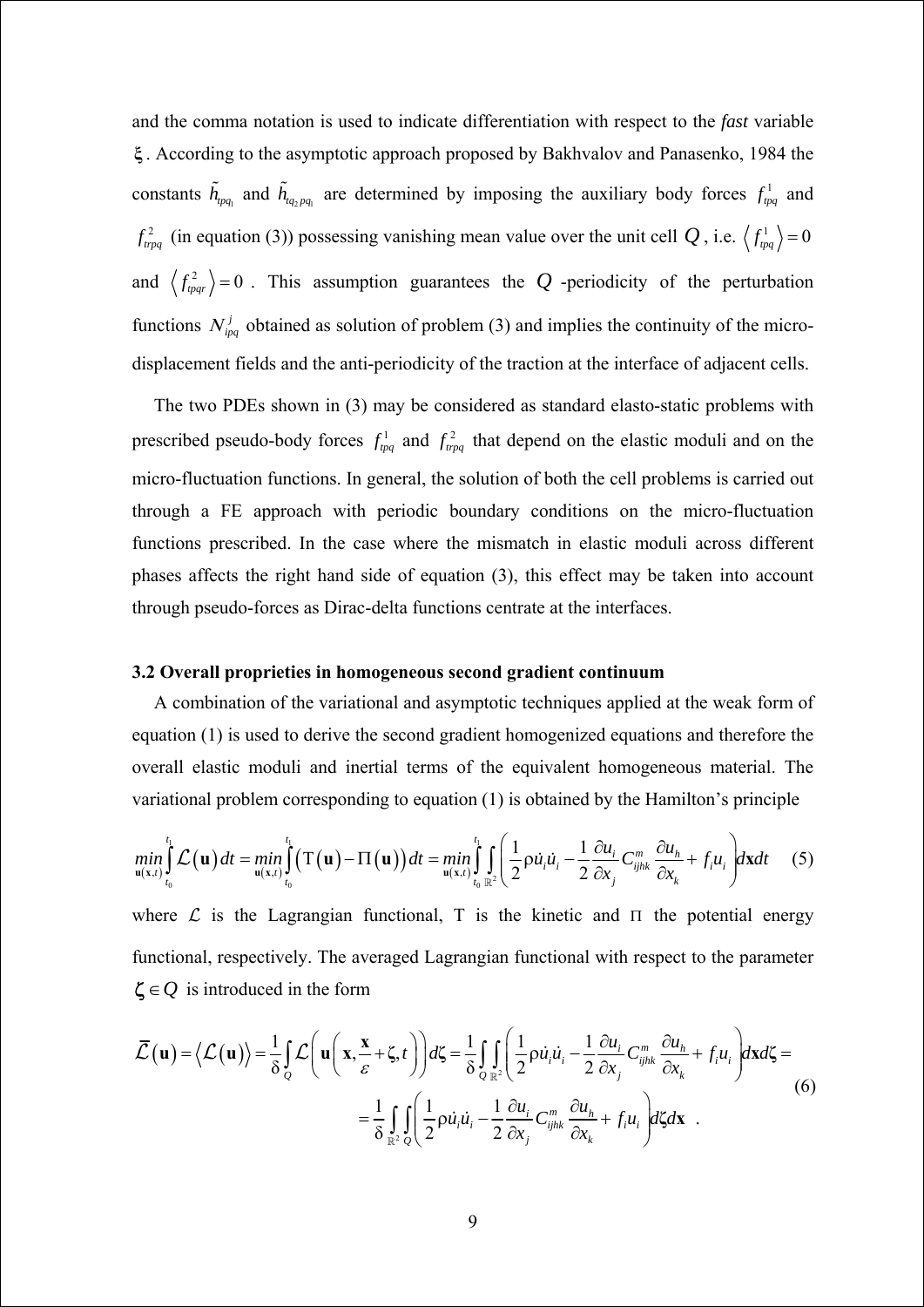and the comma notation is used to indicate differentiation with respect to the *fast* variable $\xi$. According to the asymptotic approach proposed by Bakhvalov and Panasenko, 1984 the constants $\tilde{h}_{tpq_1}$ and $\tilde{h}_{tq_2pq_1}$ are determined by imposing the auxiliary body forces $f^1_{tpq}$ and $f^2_{trpq}$ (in equation (3)) possessing vanishing mean value over the unit cell $Q$, i.e. $\left\langle f^1_{tpq} \right\rangle = 0$ and $\left\langle f^2_{tpqr} \right\rangle = 0$. This assumption guarantees the $Q$-periodicity of the perturbation functions $N^j_{ipq}$ obtained as solution of problem (3) and implies the continuity of the micro-displacement fields and the anti-periodicity of the traction at the interface of adjacent cells.

The two PDEs shown in (3) may be considered as standard elasto-static problems with prescribed pseudo-body forces $f^1_{tpq}$ and $f^2_{trpq}$ that depend on the elastic moduli and on the micro-fluctuation functions. In general, the solution of both the cell problems is carried out through a FE approach with periodic boundary conditions on the micro-fluctuation functions prescribed. In the case where the mismatch in elastic moduli across different phases affects the right hand side of equation (3), this effect may be taken into account through pseudo-forces as Dirac-delta functions centrate at the interfaces.

### 3.2 Overall proprieties in homogeneous second gradient continuum

A combination of the variational and asymptotic techniques applied at the weak form of equation (1) is used to derive the second gradient homogenized equations and therefore the overall elastic moduli and inertial terms of the equivalent homogeneous material. The variational problem corresponding to equation (1) is obtained by the Hamilton's principle

$$\min_{\mathbf{u}(\mathbf{x},t)} \int_{t_0}^{t_1} \mathcal{L}(\mathbf{u})\, dt = \min_{\mathbf{u}(\mathbf{x},t)} \int_{t_0}^{t_1} \left( \mathrm{T}(\mathbf{u}) - \Pi(\mathbf{u}) \right) dt = \min_{\mathbf{u}(\mathbf{x},t)} \int_{t_0}^{t_1} \int_{\mathbb{R}^2} \left( \frac{1}{2} \rho \dot{u}_i \dot{u}_i - \frac{1}{2} \frac{\partial u_i}{\partial x_j} C^m_{ijhk} \frac{\partial u_h}{\partial x_k} + f_i u_i \right) d\mathbf{x} dt \quad (5)$$

where $\mathcal{L}$ is the Lagrangian functional, $\mathrm{T}$ is the kinetic and $\Pi$ the potential energy functional, respectively. The averaged Lagrangian functional with respect to the parameter $\boldsymbol{\zeta} \in Q$ is introduced in the form

$$\begin{aligned} \overline{\mathcal{L}}(\mathbf{u}) = \left\langle \mathcal{L}(\mathbf{u}) \right\rangle &= \frac{1}{\delta} \int_Q \mathcal{L}\left( \mathbf{u}\left( \mathbf{x}, \frac{\mathbf{x}}{\varepsilon} + \zeta, t \right) \right) d\zeta = \frac{1}{\delta} \int_Q \int_{\mathbb{R}^2} \left( \frac{1}{2} \rho \dot{u}_i \dot{u}_i - \frac{1}{2} \frac{\partial u_i}{\partial x_j} C^m_{ijhk} \frac{\partial u_h}{\partial x_k} + f_i u_i \right) d\mathbf{x} d\zeta = \\ &= \frac{1}{\delta} \int_{\mathbb{R}^2} \int_Q \left( \frac{1}{2} \rho \dot{u}_i \dot{u}_i - \frac{1}{2} \frac{\partial u_i}{\partial x_j} C^m_{ijhk} \frac{\partial u_h}{\partial x_k} + f_i u_i \right) d\zeta d\mathbf{x} \ . \end{aligned} \quad (6)$$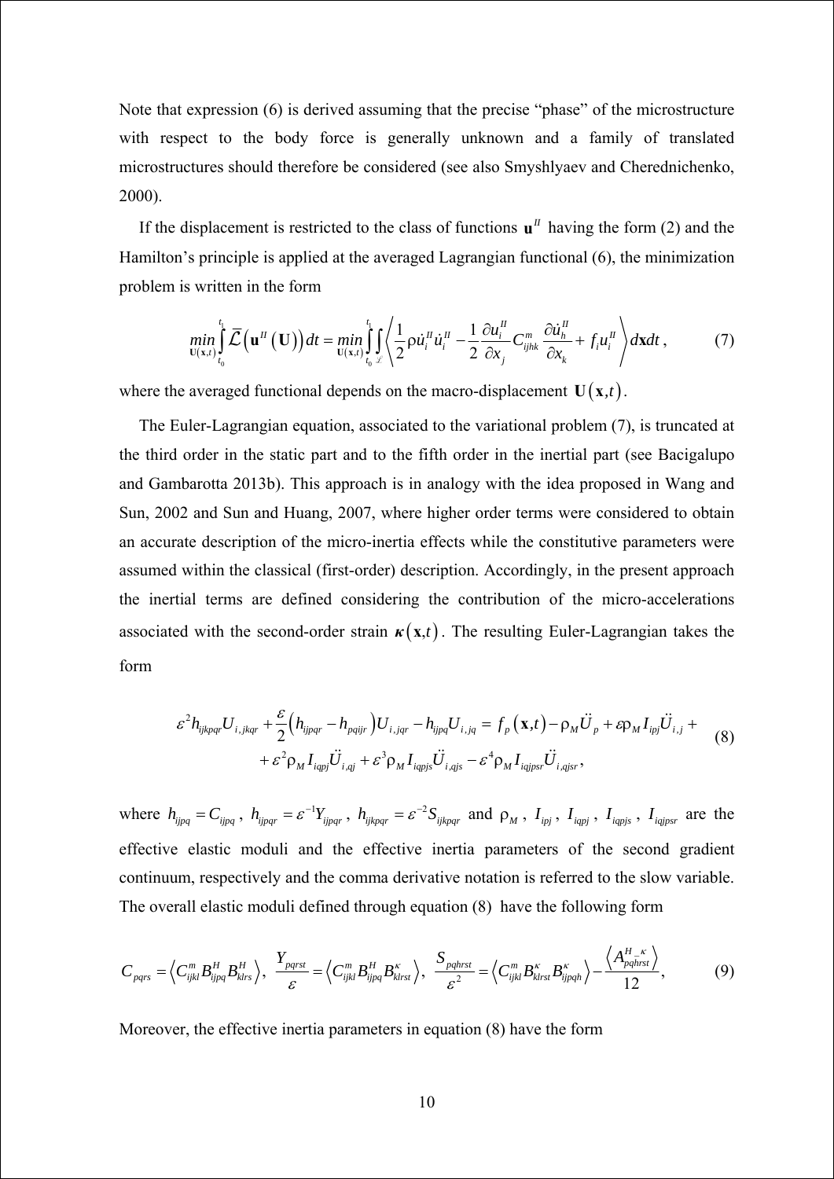Note that expression (6) is derived assuming that the precise "phase" of the microstructure with respect to the body force is generally unknown and a family of translated microstructures should therefore be considered (see also Smyshlyaev and Cherednichenko, 2000).

If the displacement is restricted to the class of functions $\mathbf{u}^{II}$ having the form (2) and the Hamilton's principle is applied at the averaged Lagrangian functional (6), the minimization problem is written in the form

$$
\min_{\mathbf{U}(\mathbf{x},t)} \int_{t_0}^{t_1} \bar{\mathcal{L}}\left(\mathbf{u}^{II}\left(\mathbf{U}\right)\right) dt = \min_{\mathbf{U}(\mathbf{x},t)} \int_{t_0}^{t_1} \int_{\mathscr{L}} \left\langle \frac{1}{2} \rho \dot{u}_i^{II} \dot{u}_i^{II} - \frac{1}{2} \frac{\partial u_i^{II}}{\partial x_j} C_{ijhk}^m \frac{\partial \dot{u}_h^{II}}{\partial x_k} + f_i u_i^{II} \right\rangle d\mathbf{x} dt , \qquad (7)
$$

where the averaged functional depends on the macro-displacement $\mathbf{U}(\mathbf{x},t)$.

The Euler-Lagrangian equation, associated to the variational problem (7), is truncated at the third order in the static part and to the fifth order in the inertial part (see Bacigalupo and Gambarotta 2013b). This approach is in analogy with the idea proposed in Wang and Sun, 2002 and Sun and Huang, 2007, where higher order terms were considered to obtain an accurate description of the micro-inertia effects while the constitutive parameters were assumed within the classical (first-order) description. Accordingly, in the present approach the inertial terms are defined considering the contribution of the micro-accelerations associated with the second-order strain $\boldsymbol{\kappa}(\mathbf{x},t)$. The resulting Euler-Lagrangian takes the form

$$
\begin{aligned}
\varepsilon^2 h_{ijkpqr} U_{i,jkqr} + \frac{\varepsilon}{2}\left(h_{ijpqr} - h_{pqijr}\right) U_{i,jqr} - h_{ijpq} U_{i,jq} = f_p\left(\mathbf{x},t\right) - \rho_M \ddot{U}_p + \varepsilon \rho_M I_{ipj} \ddot{U}_{i,j} + \\
+ \varepsilon^2 \rho_M I_{iqpj} \ddot{U}_{i,qj} + \varepsilon^3 \rho_M I_{iqpjs} \ddot{U}_{i,qjs} - \varepsilon^4 \rho_M I_{iqjpsr} \ddot{U}_{i,qjsr} ,
\end{aligned} \qquad (8)
$$

where $h_{ijpq} = C_{ijpq}$, $h_{ijpqr} = \varepsilon^{-1} Y_{ijpqr}$, $h_{ijkpqr} = \varepsilon^{-2} S_{ijkpqr}$ and $\rho_M$, $I_{ipj}$, $I_{iqpj}$, $I_{iqpjs}$, $I_{iqjpsr}$ are the effective elastic moduli and the effective inertia parameters of the second gradient continuum, respectively and the comma derivative notation is referred to the slow variable. The overall elastic moduli defined through equation (8) have the following form

$$
C_{pqrs} = \left\langle C_{ijkl}^m B_{ijpq}^H B_{klrs}^H \right\rangle, \ \frac{Y_{pqrst}}{\varepsilon} = \left\langle C_{ijkl}^m B_{ijpq}^H B_{klrst}^\kappa \right\rangle, \ \frac{S_{pqhrst}}{\varepsilon^2} = \left\langle C_{ijkl}^m B_{klrst}^\kappa B_{ijpqh}^\kappa \right\rangle - \frac{\left\langle A_{pqhrst}^{H\_\kappa} \right\rangle}{12}, \qquad (9)
$$

Moreover, the effective inertia parameters in equation (8) have the form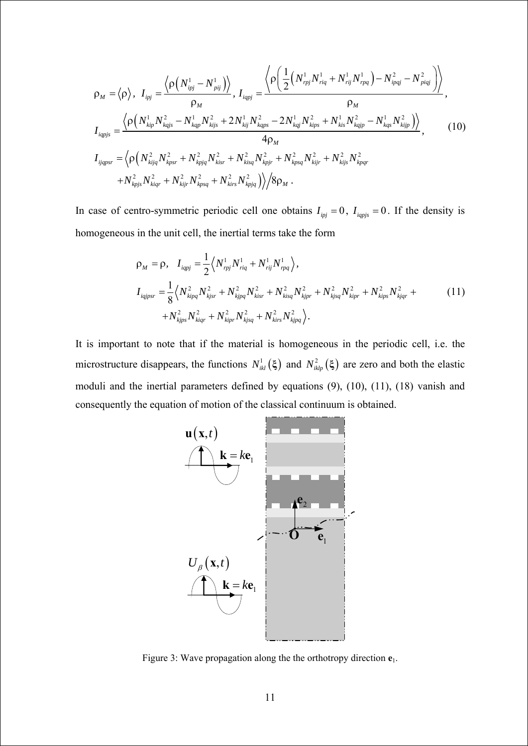$$
\rho_M = \langle \rho \rangle, \; I_{ipj} = \frac{\left\langle \rho \left( N^1_{ipj} - N^1_{pij} \right) \right\rangle}{\rho_M}, \; I_{iqpj} = \frac{\left\langle \rho \left( \frac{1}{2} \left( N^1_{rpj} N^1_{riq} + N^1_{rij} N^1_{rpq} \right) - N^2_{ipqj} - N^2_{piqj} \right) \right\rangle}{\rho_M},
$$

$$
I_{iqpjs} = \frac{\left\langle \rho \left( N^1_{kip} N^2_{kqjs} - N^1_{kqp} N^2_{kijs} + 2 N^1_{kij} N^2_{kqps} - 2 N^1_{kqj} N^2_{kips} + N^1_{kis} N^2_{kqjp} - N^1_{kqs} N^2_{kijp} \right) \right\rangle}{4 \rho_M}, \tag{10}
$$

$$
\begin{aligned}
I_{ijqpsr} = \Big\langle \rho \Big( & N^2_{kijq} N^2_{kpsr} + N^2_{kpjq} N^2_{kisr} + N^2_{kisq} N^2_{kpjr} + N^2_{kpsq} N^2_{kijr} + N^2_{kijs} N^2_{kpqr} \\
& + N^2_{kpjs} N^2_{kiqr} + N^2_{kijr} N^2_{kpsq} + N^2_{kirs} N^2_{kpjq} \Big) \Big\rangle \Big/ 8 \rho_M \, .
\end{aligned}
$$

In case of centro-symmetric periodic cell one obtains $I_{ipj} = 0$, $I_{iqpjs} = 0$. If the density is homogeneous in the unit cell, the inertial terms take the form

$$
\begin{aligned}
& \rho_M = \rho, \quad I_{iqpj} = \frac{1}{2} \left\langle N^1_{rpj} N^1_{riq} + N^1_{rij} N^1_{rpq} \right\rangle, \\
& I_{iqjpsr} = \frac{1}{8} \Big\langle N^2_{kipq} N^2_{kjsr} + N^2_{kjpq} N^2_{kisr} + N^2_{kisq} N^2_{kjpr} + N^2_{kjsq} N^2_{kipr} + N^2_{kips} N^2_{kjqr} + \\
& \qquad + N^2_{kjps} N^2_{kiqr} + N^2_{kipr} N^2_{kjsq} + N^2_{kirs} N^2_{kjpq} \Big\rangle .
\end{aligned} \tag{11}
$$

It is important to note that if the material is homogeneous in the periodic cell, i.e. the microstructure disappears, the functions $N^1_{ikl}(\xi)$ and $N^2_{iklp}(\xi)$ are zero and both the elastic moduli and the inertial parameters defined by equations (9), (10), (11), (18) vanish and consequently the equation of motion of the classical continuum is obtained.

Figure 3: Wave propagation along the the orthotropy direction $\mathbf{e}_1$.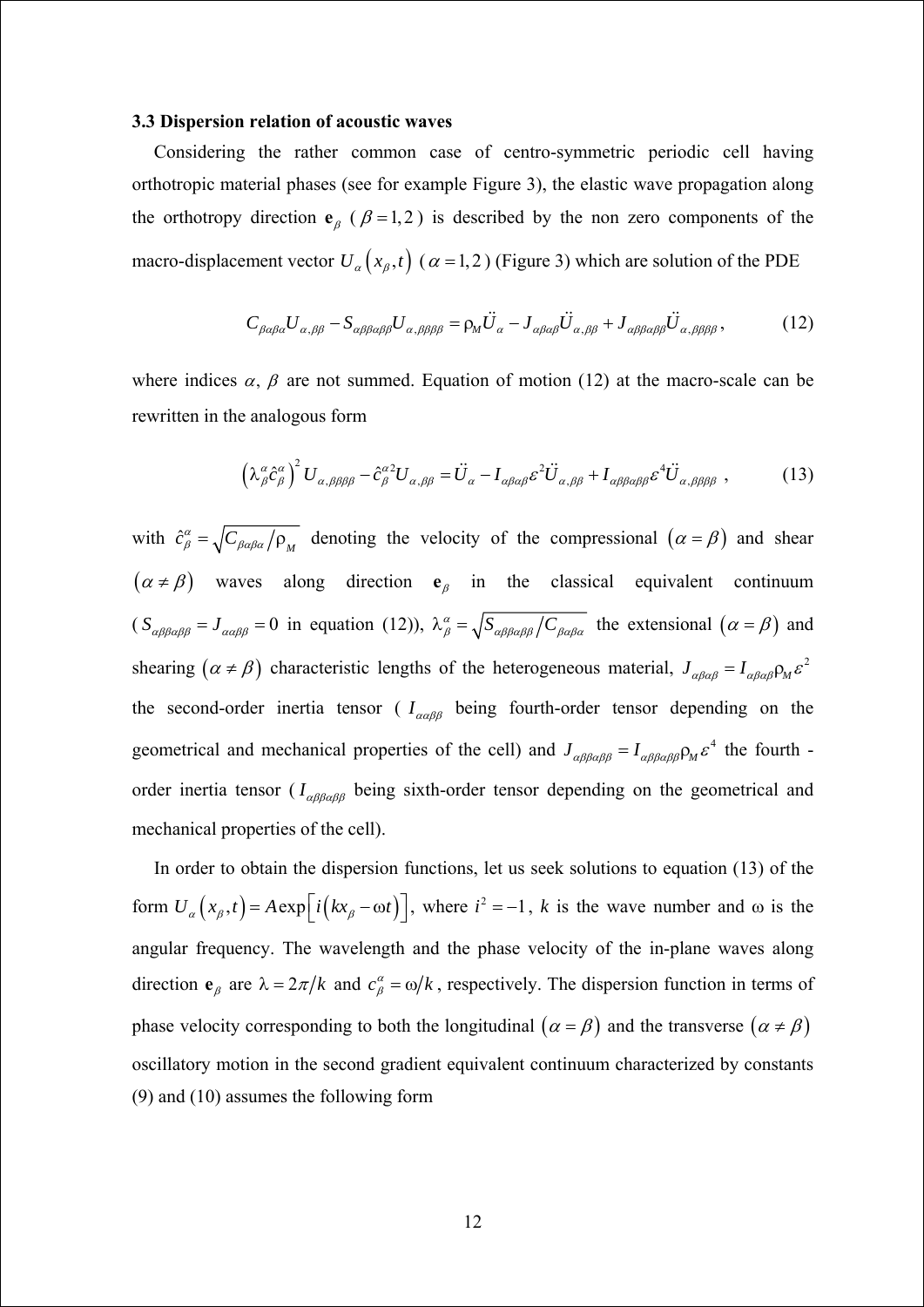### 3.3 Dispersion relation of acoustic waves

Considering the rather common case of centro-symmetric periodic cell having orthotropic material phases (see for example Figure 3), the elastic wave propagation along the orthotropy direction $\mathbf{e}_\beta$ ($\beta = 1,2$) is described by the non zero components of the macro-displacement vector $U_\alpha\left(x_\beta, t\right)$ ($\alpha = 1,2$) (Figure 3) which are solution of the PDE

$$C_{\beta\alpha\beta\alpha} U_{\alpha,\beta\beta} - S_{\alpha\beta\beta\alpha\beta\beta} U_{\alpha,\beta\beta\beta\beta} = \rho_M \ddot{U}_\alpha - J_{\alpha\beta\alpha\beta} \ddot{U}_{\alpha,\beta\beta} + J_{\alpha\beta\beta\alpha\beta\beta} \ddot{U}_{\alpha,\beta\beta\beta\beta}, \tag{12}$$

where indices $\alpha$, $\beta$ are not summed. Equation of motion (12) at the macro-scale can be rewritten in the analogous form

$$\left(\lambda_\beta^\alpha \hat{c}_\beta^\alpha\right)^2 U_{\alpha,\beta\beta\beta\beta} - \hat{c}_\beta^{\alpha 2} U_{\alpha,\beta\beta} = \ddot{U}_\alpha - I_{\alpha\beta\alpha\beta} \varepsilon^2 \ddot{U}_{\alpha,\beta\beta} + I_{\alpha\beta\beta\alpha\beta\beta} \varepsilon^4 \ddot{U}_{\alpha,\beta\beta\beta\beta}, \tag{13}$$

with $\hat{c}_\beta^\alpha = \sqrt{C_{\beta\alpha\beta\alpha}/\rho_M}$ denoting the velocity of the compressional $(\alpha = \beta)$ and shear $(\alpha \neq \beta)$ waves along direction $\mathbf{e}_\beta$ in the classical equivalent continuum ($S_{\alpha\beta\beta\alpha\beta\beta} = J_{\alpha\alpha\beta\beta} = 0$ in equation (12)), $\lambda_\beta^\alpha = \sqrt{S_{\alpha\beta\beta\alpha\beta\beta}/C_{\beta\alpha\beta\alpha}}$ the extensional $(\alpha = \beta)$ and shearing $(\alpha \neq \beta)$ characteristic lengths of the heterogeneous material, $J_{\alpha\beta\alpha\beta} = I_{\alpha\beta\alpha\beta} \rho_M \varepsilon^2$ the second-order inertia tensor ($I_{\alpha\alpha\beta\beta}$ being fourth-order tensor depending on the geometrical and mechanical properties of the cell) and $J_{\alpha\beta\beta\alpha\beta\beta} = I_{\alpha\beta\beta\alpha\beta\beta} \rho_M \varepsilon^4$ the fourth - order inertia tensor ($I_{\alpha\beta\beta\alpha\beta\beta}$ being sixth-order tensor depending on the geometrical and mechanical properties of the cell).

In order to obtain the dispersion functions, let us seek solutions to equation (13) of the form $U_\alpha\left(x_\beta, t\right) = A \exp\left[i\left(k x_\beta - \omega t\right)\right]$, where $i^2 = -1$, $k$ is the wave number and $\omega$ is the angular frequency. The wavelength and the phase velocity of the in-plane waves along direction $\mathbf{e}_\beta$ are $\lambda = 2\pi/k$ and $c_\beta^\alpha = \omega/k$, respectively. The dispersion function in terms of phase velocity corresponding to both the longitudinal $(\alpha = \beta)$ and the transverse $(\alpha \neq \beta)$ oscillatory motion in the second gradient equivalent continuum characterized by constants (9) and (10) assumes the following form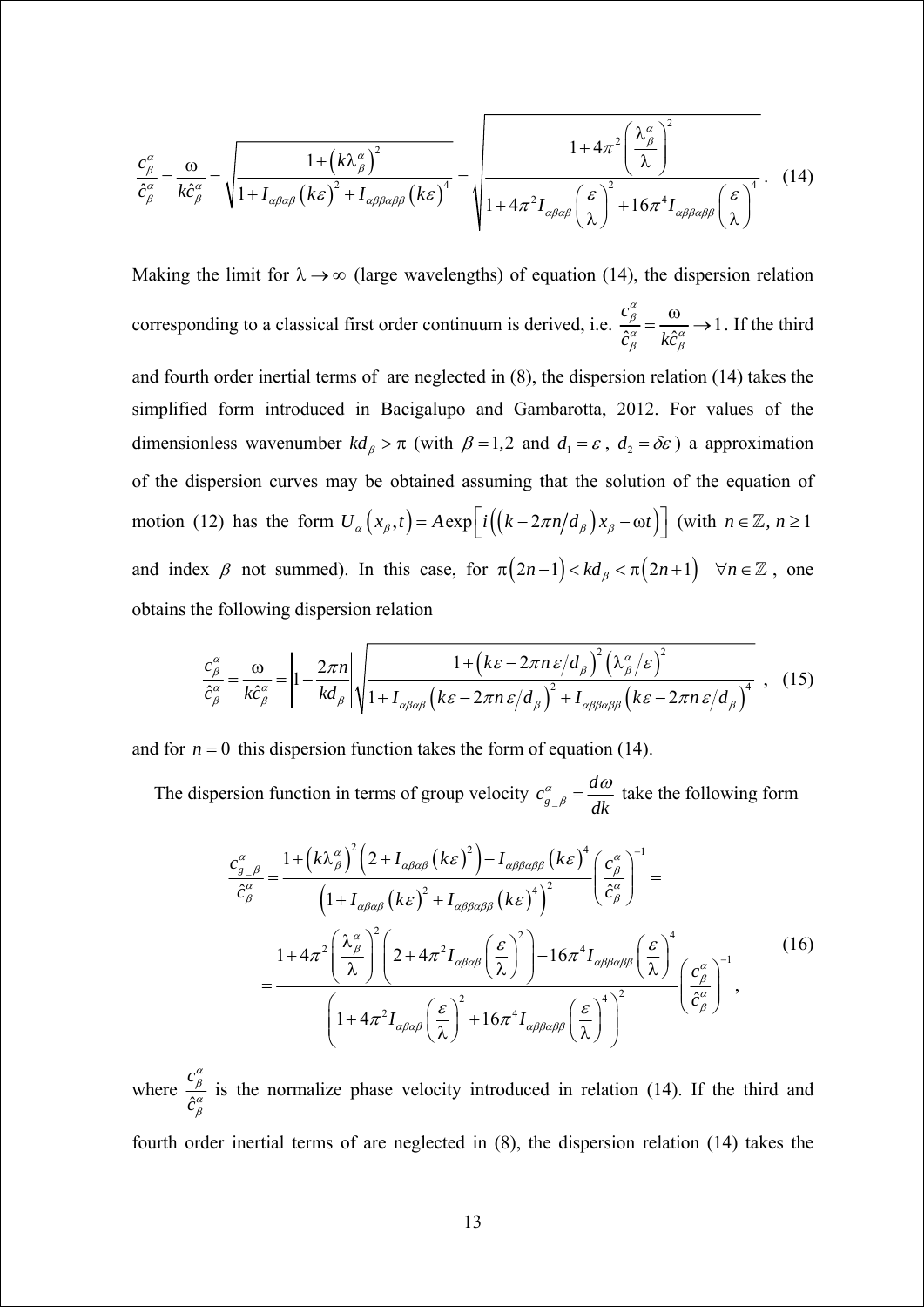$$\frac{c^\alpha_\beta}{\hat{c}^\alpha_\beta} = \frac{\omega}{k\hat{c}^\alpha_\beta} = \sqrt{\frac{1+\left(k\lambda^\alpha_\beta\right)^2}{1+I_{\alpha\beta\alpha\beta}\left(k\varepsilon\right)^2+I_{\alpha\beta\beta\alpha\beta\beta}\left(k\varepsilon\right)^4}} = \sqrt{\frac{1+4\pi^2\left(\dfrac{\lambda^\alpha_\beta}{\lambda}\right)^2}{1+4\pi^2 I_{\alpha\beta\alpha\beta}\left(\dfrac{\varepsilon}{\lambda}\right)^2+16\pi^4 I_{\alpha\beta\beta\alpha\beta\beta}\left(\dfrac{\varepsilon}{\lambda}\right)^4}}. \quad (14)$$

Making the limit for $\lambda \to \infty$ (large wavelengths) of equation (14), the dispersion relation corresponding to a classical first order continuum is derived, i.e. $\frac{c^\alpha_\beta}{\hat{c}^\alpha_\beta} = \frac{\omega}{k\hat{c}^\alpha_\beta} \to 1$. If the third and fourth order inertial terms of are neglected in (8), the dispersion relation (14) takes the simplified form introduced in Bacigalupo and Gambarotta, 2012. For values of the dimensionless wavenumber $kd_\beta > \pi$ (with $\beta = 1,2$ and $d_1 = \varepsilon$, $d_2 = \delta\varepsilon$) a approximation of the dispersion curves may be obtained assuming that the solution of the equation of motion (12) has the form $U_\alpha\left(x_\beta, t\right) = A\exp\left[i\left(\left(k - 2\pi n/d_\beta\right)x_\beta - \omega t\right)\right]$ (with $n \in \mathbb{Z},\, n \geq 1$ and index $\beta$ not summed). In this case, for $\pi\left(2n-1\right) < kd_\beta < \pi\left(2n+1\right) \quad \forall n \in \mathbb{Z}$, one obtains the following dispersion relation

$$\frac{c^\alpha_\beta}{\hat{c}^\alpha_\beta} = \frac{\omega}{k\hat{c}^\alpha_\beta} = \left|1 - \frac{2\pi n}{kd_\beta}\right| \sqrt{\frac{1+\left(k\varepsilon - 2\pi n\,\varepsilon/d_\beta\right)^2\left(\lambda^\alpha_\beta/\varepsilon\right)^2}{1+I_{\alpha\beta\alpha\beta}\left(k\varepsilon - 2\pi n\,\varepsilon/d_\beta\right)^2+I_{\alpha\beta\beta\alpha\beta\beta}\left(k\varepsilon - 2\pi n\,\varepsilon/d_\beta\right)^4}}, \quad (15)$$

and for $n = 0$ this dispersion function takes the form of equation (14).

The dispersion function in terms of group velocity $c^\alpha_{g\_\beta} = \frac{d\omega}{dk}$ take the following form

$$\begin{aligned}\frac{c^\alpha_{g\_\beta}}{\hat{c}^\alpha_\beta} &= \frac{1+\left(k\lambda^\alpha_\beta\right)^2\left(2+I_{\alpha\beta\alpha\beta}\left(k\varepsilon\right)^2\right)-I_{\alpha\beta\beta\alpha\beta\beta}\left(k\varepsilon\right)^4}{\left(1+I_{\alpha\beta\alpha\beta}\left(k\varepsilon\right)^2+I_{\alpha\beta\beta\alpha\beta\beta}\left(k\varepsilon\right)^4\right)^2}\left(\frac{c^\alpha_\beta}{\hat{c}^\alpha_\beta}\right)^{-1} = \\ &= \frac{1+4\pi^2\left(\dfrac{\lambda^\alpha_\beta}{\lambda}\right)^2\left(2+4\pi^2 I_{\alpha\beta\alpha\beta}\left(\dfrac{\varepsilon}{\lambda}\right)^2\right)-16\pi^4 I_{\alpha\beta\beta\alpha\beta\beta}\left(\dfrac{\varepsilon}{\lambda}\right)^4}{\left(1+4\pi^2 I_{\alpha\beta\alpha\beta}\left(\dfrac{\varepsilon}{\lambda}\right)^2+16\pi^4 I_{\alpha\beta\beta\alpha\beta\beta}\left(\dfrac{\varepsilon}{\lambda}\right)^4\right)^2}\left(\frac{c^\alpha_\beta}{\hat{c}^\alpha_\beta}\right)^{-1},\end{aligned} \quad (16)$$

where $\frac{c^\alpha_\beta}{\hat{c}^\alpha_\beta}$ is the normalize phase velocity introduced in relation (14). If the third and fourth order inertial terms of are neglected in (8), the dispersion relation (14) takes the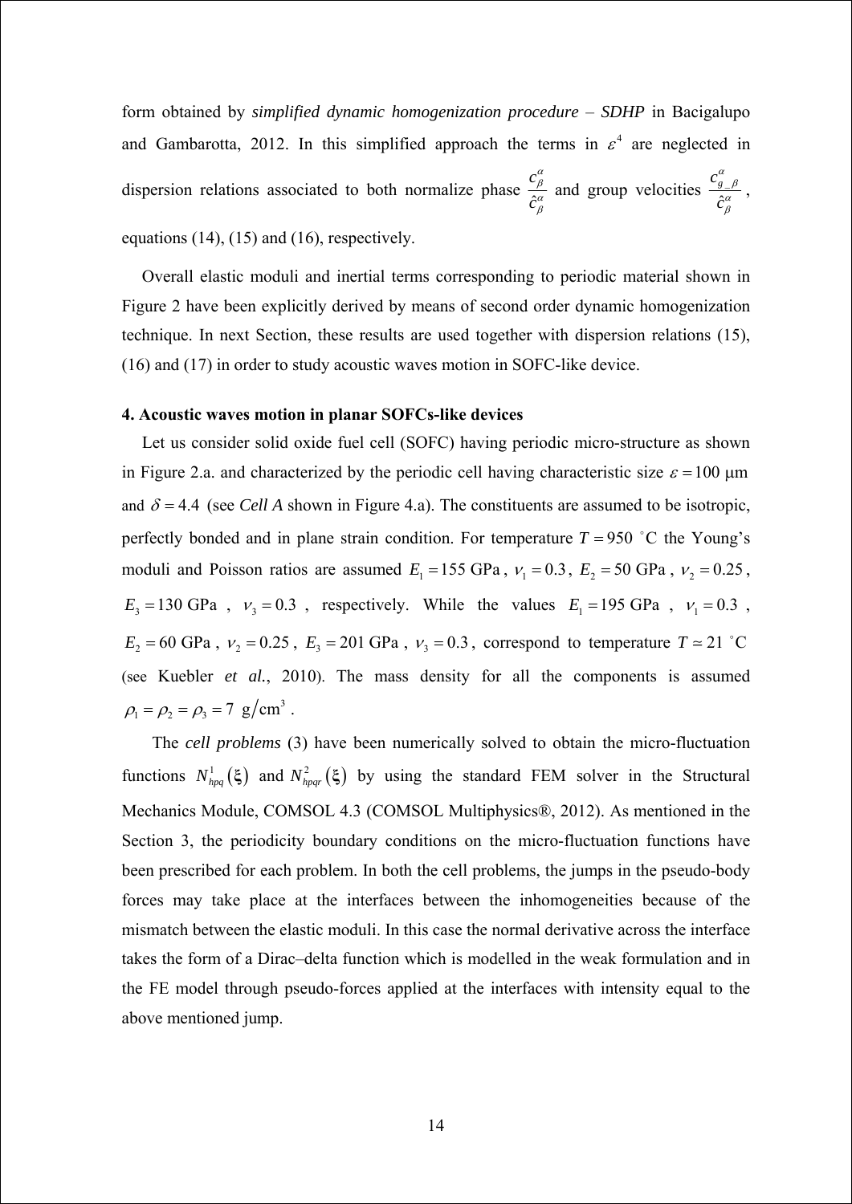form obtained by *simplified dynamic homogenization procedure – SDHP* in Bacigalupo and Gambarotta, 2012. In this simplified approach the terms in $\varepsilon^4$ are neglected in dispersion relations associated to both normalize phase $\frac{c_\beta^\alpha}{\hat{c}_\beta^\alpha}$ and group velocities $\frac{c_{g\_\beta}^\alpha}{\hat{c}_\beta^\alpha}$, equations (14), (15) and (16), respectively.

Overall elastic moduli and inertial terms corresponding to periodic material shown in Figure 2 have been explicitly derived by means of second order dynamic homogenization technique. In next Section, these results are used together with dispersion relations (15), (16) and (17) in order to study acoustic waves motion in SOFC-like device.

## 4. Acoustic waves motion in planar SOFCs-like devices

Let us consider solid oxide fuel cell (SOFC) having periodic micro-structure as shown in Figure 2.a. and characterized by the periodic cell having characteristic size $\varepsilon = 100\ \mu\text{m}$ and $\delta = 4.4$ (see *Cell A* shown in Figure 4.a). The constituents are assumed to be isotropic, perfectly bonded and in plane strain condition. For temperature $T = 950\ ^\circ\text{C}$ the Young's moduli and Poisson ratios are assumed $E_1 = 155\ \text{GPa}$, $\nu_1 = 0.3$, $E_2 = 50\ \text{GPa}$, $\nu_2 = 0.25$, $E_3 = 130\ \text{GPa}$, $\nu_3 = 0.3$, respectively. While the values $E_1 = 195\ \text{GPa}$, $\nu_1 = 0.3$, $E_2 = 60\ \text{GPa}$, $\nu_2 = 0.25$, $E_3 = 201\ \text{GPa}$, $\nu_3 = 0.3$, correspond to temperature $T \simeq 21\ ^\circ\text{C}$ (see Kuebler *et al.*, 2010). The mass density for all the components is assumed $\rho_1 = \rho_2 = \rho_3 = 7\ \text{g/cm}^3$.

The *cell problems* (3) have been numerically solved to obtain the micro-fluctuation functions $N_{hpq}^1(\xi)$ and $N_{hpqr}^2(\xi)$ by using the standard FEM solver in the Structural Mechanics Module, COMSOL 4.3 (COMSOL Multiphysics®, 2012). As mentioned in the Section 3, the periodicity boundary conditions on the micro-fluctuation functions have been prescribed for each problem. In both the cell problems, the jumps in the pseudo-body forces may take place at the interfaces between the inhomogeneities because of the mismatch between the elastic moduli. In this case the normal derivative across the interface takes the form of a Dirac–delta function which is modelled in the weak formulation and in the FE model through pseudo-forces applied at the interfaces with intensity equal to the above mentioned jump.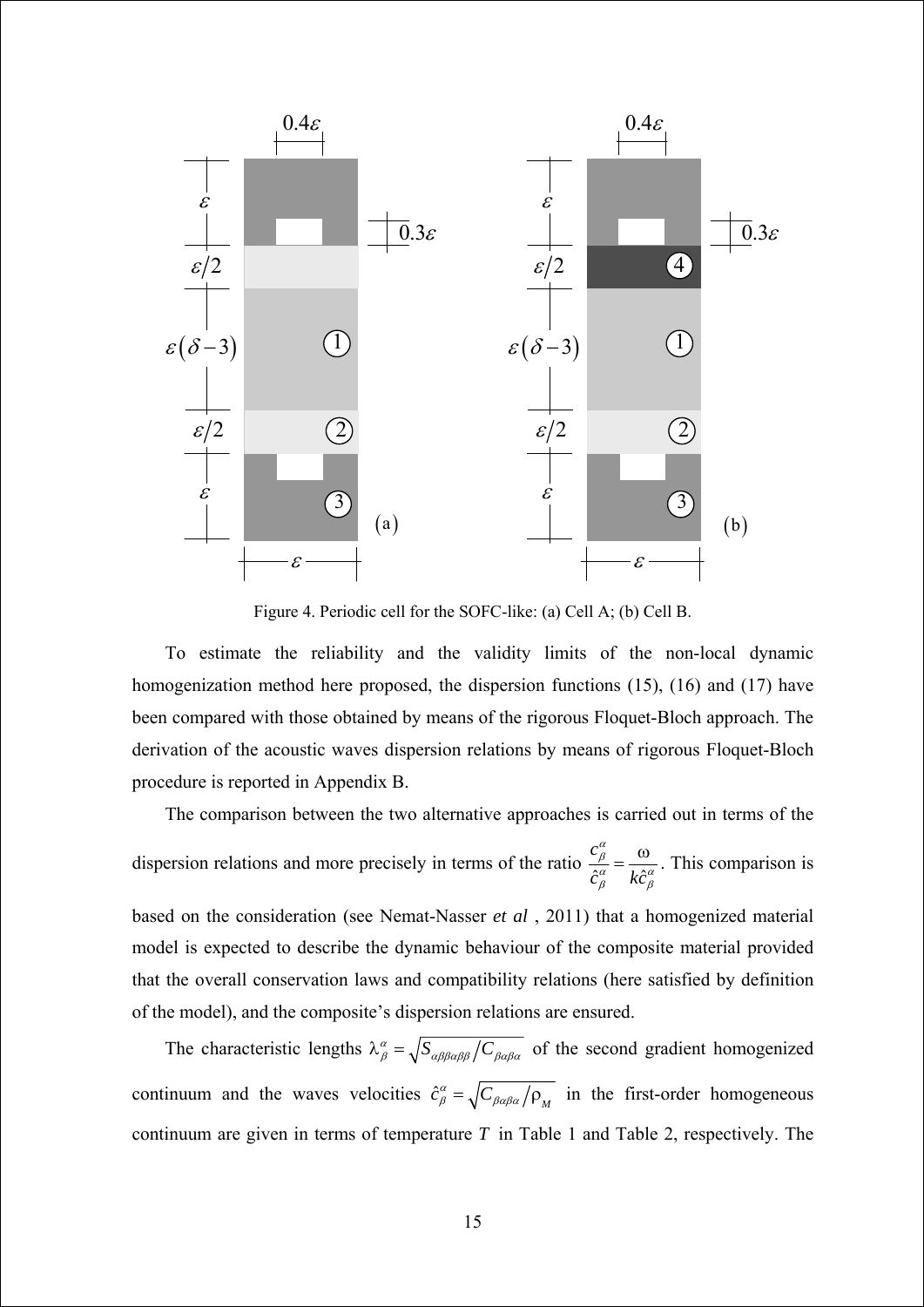Figure 4. Periodic cell for the SOFC-like: (a) Cell A; (b) Cell B.

To estimate the reliability and the validity limits of the non-local dynamic homogenization method here proposed, the dispersion functions (15), (16) and (17) have been compared with those obtained by means of the rigorous Floquet-Bloch approach. The derivation of the acoustic waves dispersion relations by means of rigorous Floquet-Bloch procedure is reported in Appendix B.

The comparison between the two alternative approaches is carried out in terms of the dispersion relations and more precisely in terms of the ratio $\frac{c^{\alpha}_{\beta}}{\hat{c}^{\alpha}_{\beta}} = \frac{\omega}{k\hat{c}^{\alpha}_{\beta}}$. This comparison is based on the consideration (see Nemat-Nasser *et al* , 2011) that a homogenized material model is expected to describe the dynamic behaviour of the composite material provided that the overall conservation laws and compatibility relations (here satisfied by definition of the model), and the composite's dispersion relations are ensured.

The characteristic lengths $\lambda^{\alpha}_{\beta} = \sqrt{S_{\alpha\beta\beta\alpha\beta\beta} / C_{\beta\alpha\beta\alpha}}$ of the second gradient homogenized continuum and the waves velocities $\hat{c}^{\alpha}_{\beta} = \sqrt{C_{\beta\alpha\beta\alpha} / \rho_{M}}$ in the first-order homogeneous continuum are given in terms of temperature $T$ in Table 1 and Table 2, respectively. The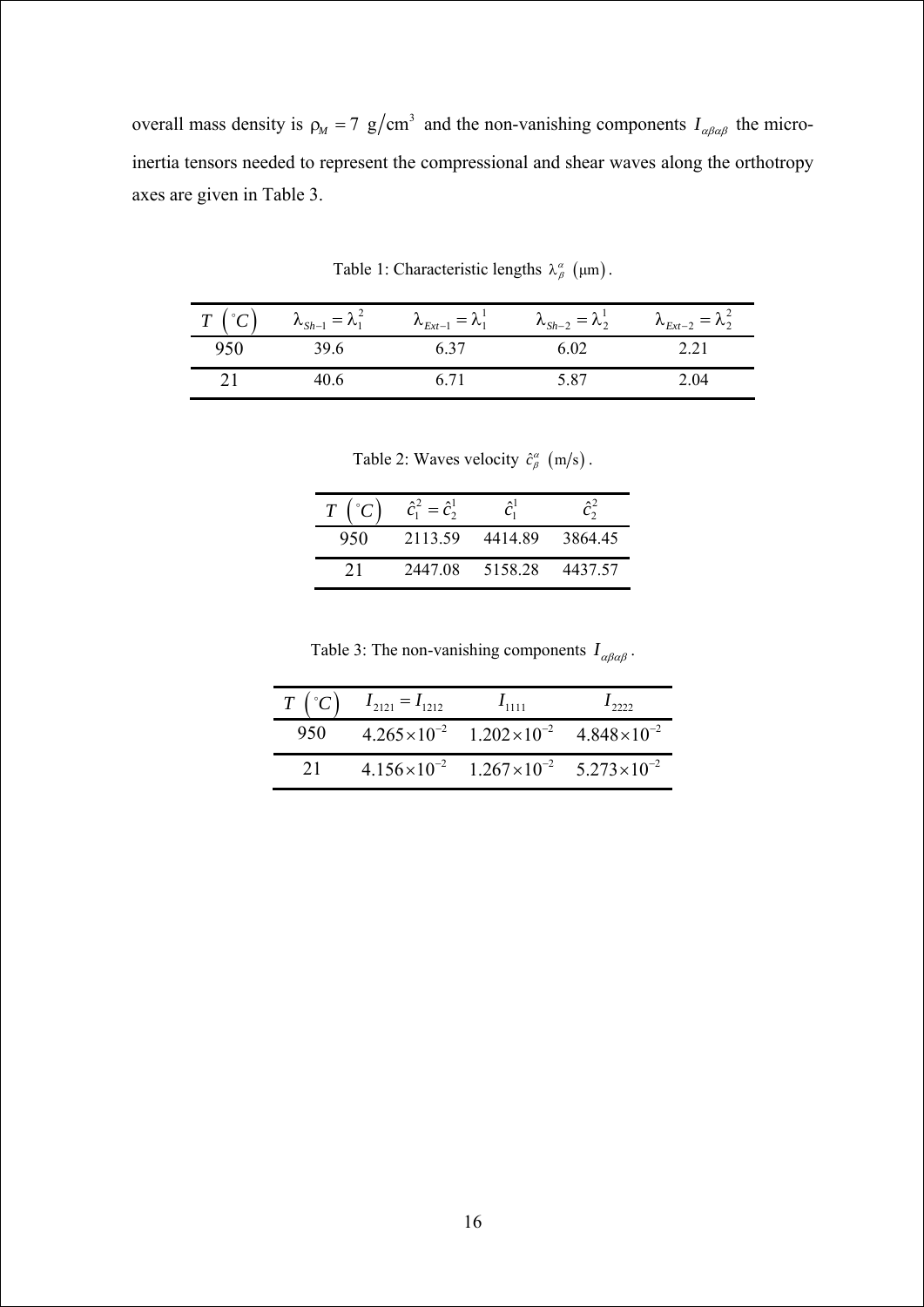overall mass density is $\rho_M = 7\ \text{g/cm}^3$ and the non-vanishing components $I_{\alpha\beta\alpha\beta}$ the micro-inertia tensors needed to represent the compressional and shear waves along the orthotropy axes are given in Table 3.

Table 1: Characteristic lengths $\lambda_\beta^\alpha\ (\mu\text{m})$.

| $T\ (^\circ C)$ | $\lambda_{Sh-1} = \lambda_1^2$ | $\lambda_{Ext-1} = \lambda_1^1$ | $\lambda_{Sh-2} = \lambda_2^1$ | $\lambda_{Ext-2} = \lambda_2^2$ |
|---|---|---|---|---|
| 950 | 39.6 | 6.37 | 6.02 | 2.21 |
| 21 | 40.6 | 6.71 | 5.87 | 2.04 |

Table 2: Waves velocity $\hat{c}_\beta^\alpha\ (\text{m/s})$.

| $T\ (^\circ C)$ | $\hat{c}_1^2 = \hat{c}_2^1$ | $\hat{c}_1^1$ | $\hat{c}_2^2$ |
|---|---|---|---|
| 950 | 2113.59 | 4414.89 | 3864.45 |
| 21 | 2447.08 | 5158.28 | 4437.57 |

Table 3: The non-vanishing components $I_{\alpha\beta\alpha\beta}$.

| $T\ (^\circ C)$ | $I_{2121} = I_{1212}$ | $I_{1111}$ | $I_{2222}$ |
|---|---|---|---|
| 950 | $4.265\times10^{-2}$ | $1.202\times10^{-2}$ | $4.848\times10^{-2}$ |
| 21 | $4.156\times10^{-2}$ | $1.267\times10^{-2}$ | $5.273\times10^{-2}$ |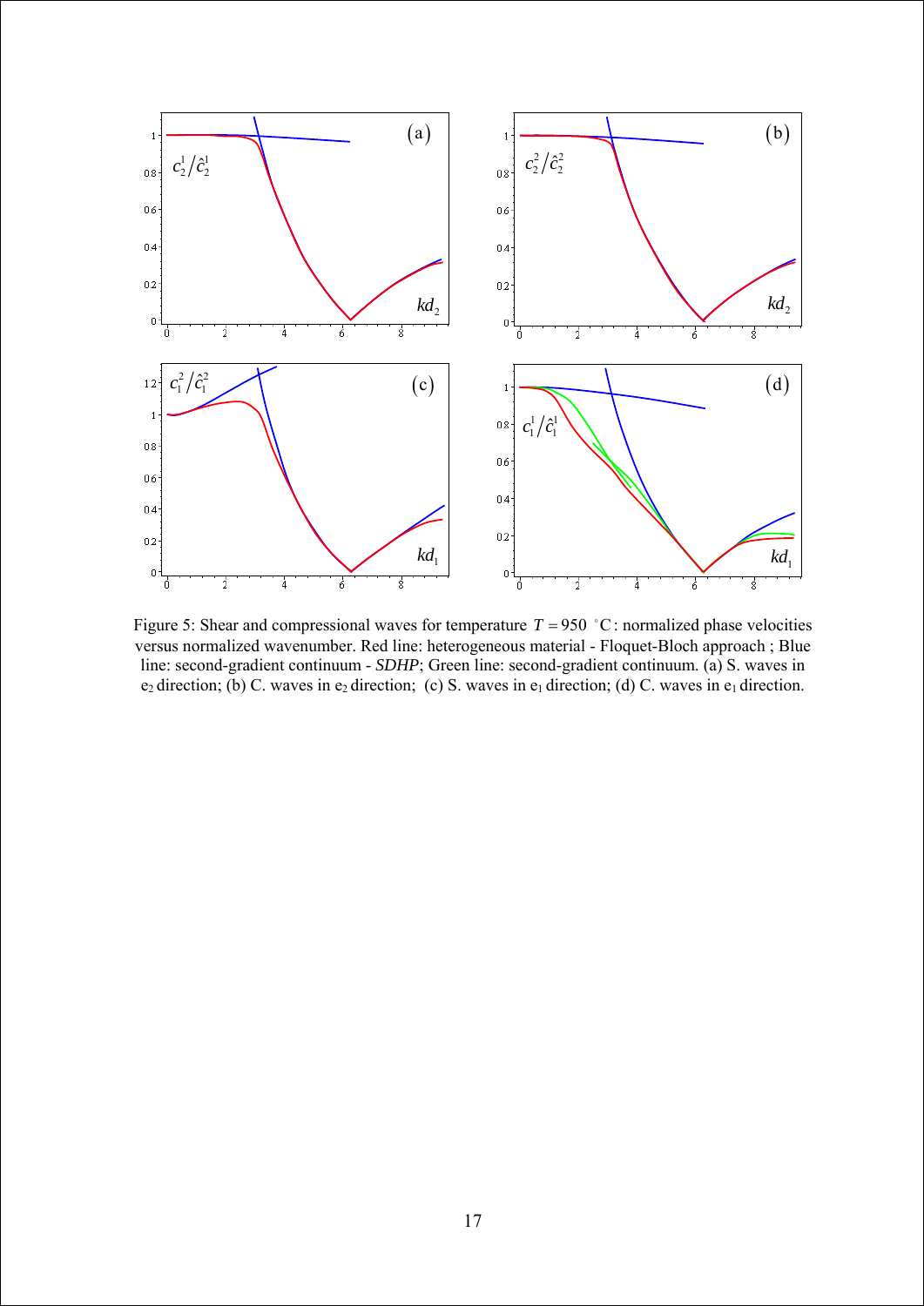Figure 5: Shear and compressional waves for temperature $T = 950\ ^\circ\mathrm{C}$: normalized phase velocities versus normalized wavenumber. Red line: heterogeneous material - Floquet-Bloch approach ; Blue line: second-gradient continuum - *SDHP*; Green line: second-gradient continuum. (a) S. waves in $e_2$ direction; (b) C. waves in $e_2$ direction; (c) S. waves in $e_1$ direction; (d) C. waves in $e_1$ direction.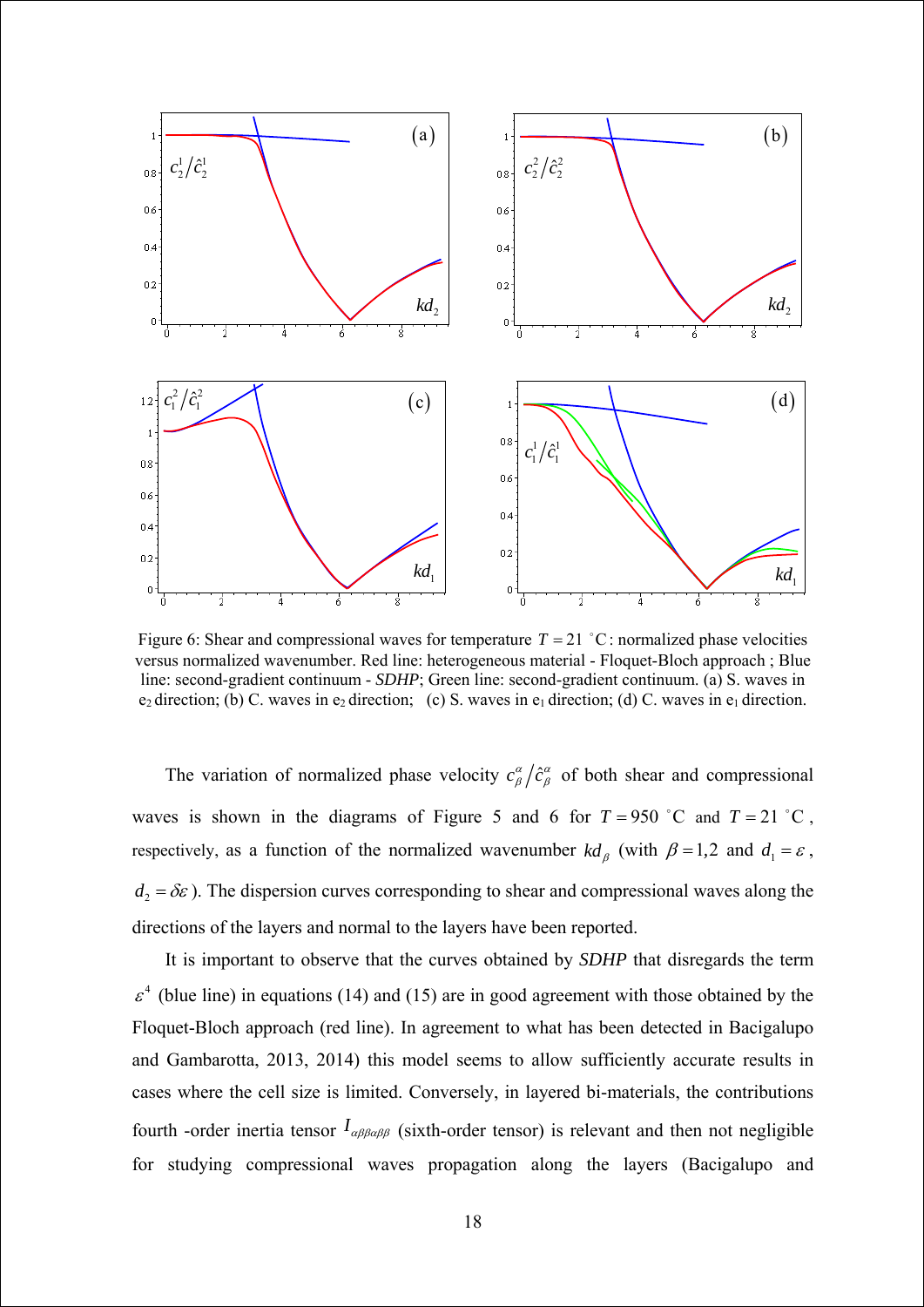Figure 6: Shear and compressional waves for temperature $T = 21\ ^{\circ}\mathrm{C}$: normalized phase velocities versus normalized wavenumber. Red line: heterogeneous material - Floquet-Bloch approach ; Blue line: second-gradient continuum - *SDHP*; Green line: second-gradient continuum. (a) S. waves in $e_2$ direction; (b) C. waves in $e_2$ direction; (c) S. waves in $e_1$ direction; (d) C. waves in $e_1$ direction.

The variation of normalized phase velocity $c_{\beta}^{\alpha}/\hat{c}_{\beta}^{\alpha}$ of both shear and compressional waves is shown in the diagrams of Figure 5 and 6 for $T = 950\ ^{\circ}\mathrm{C}$ and $T = 21\ ^{\circ}\mathrm{C}$, respectively, as a function of the normalized wavenumber $kd_{\beta}$ (with $\beta = 1,2$ and $d_1 = \varepsilon$, $d_2 = \delta\varepsilon$). The dispersion curves corresponding to shear and compressional waves along the directions of the layers and normal to the layers have been reported.

It is important to observe that the curves obtained by *SDHP* that disregards the term $\varepsilon^4$ (blue line) in equations (14) and (15) are in good agreement with those obtained by the Floquet-Bloch approach (red line). In agreement to what has been detected in Bacigalupo and Gambarotta, 2013, 2014) this model seems to allow sufficiently accurate results in cases where the cell size is limited. Conversely, in layered bi-materials, the contributions fourth -order inertia tensor $I_{\alpha\beta\beta\alpha\beta\beta}$ (sixth-order tensor) is relevant and then not negligible for studying compressional waves propagation along the layers (Bacigalupo and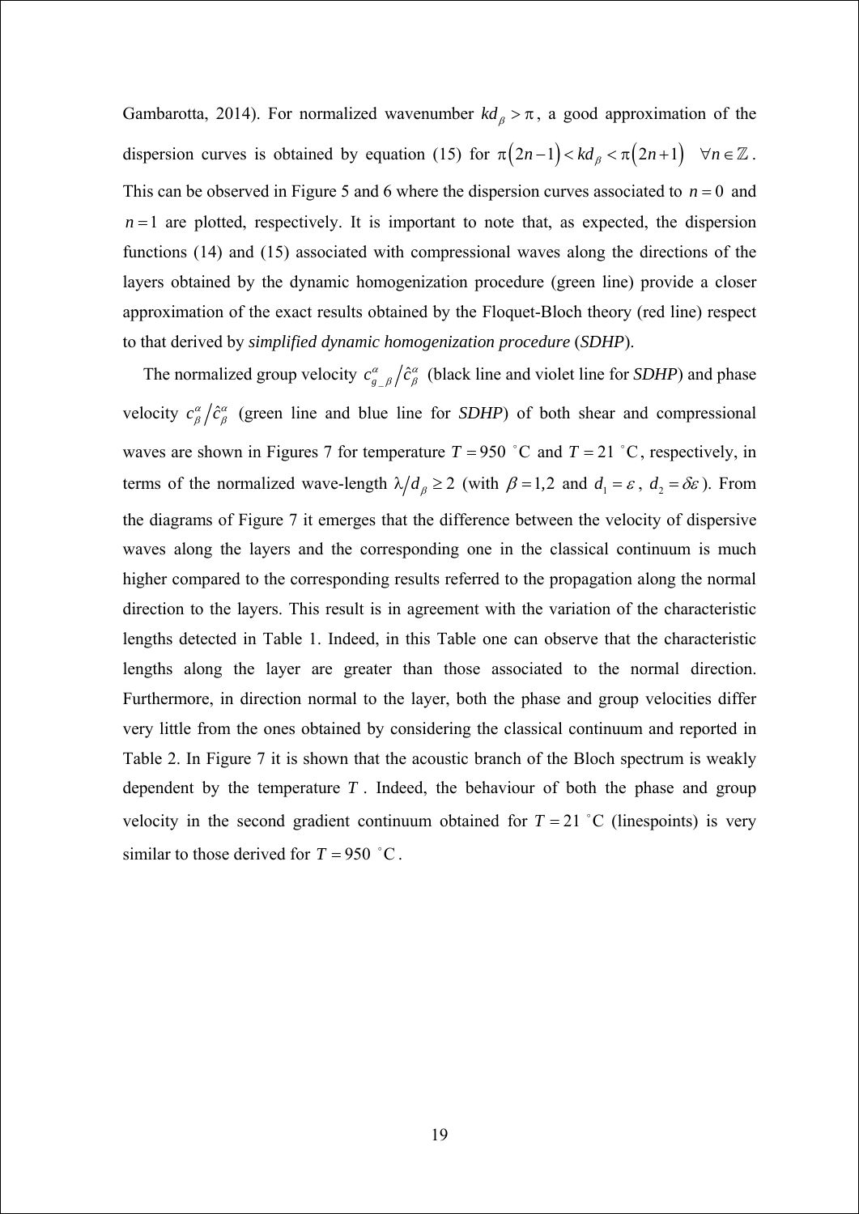Gambarotta, 2014). For normalized wavenumber $kd_\beta > \pi$, a good approximation of the dispersion curves is obtained by equation (15) for $\pi(2n-1) < kd_\beta < \pi(2n+1) \quad \forall n \in \mathbb{Z}$. This can be observed in Figure 5 and 6 where the dispersion curves associated to $n = 0$ and $n = 1$ are plotted, respectively. It is important to note that, as expected, the dispersion functions (14) and (15) associated with compressional waves along the directions of the layers obtained by the dynamic homogenization procedure (green line) provide a closer approximation of the exact results obtained by the Floquet-Bloch theory (red line) respect to that derived by *simplified dynamic homogenization procedure* (*SDHP*).

The normalized group velocity $c^\alpha_{g\_\beta}/\hat{c}^\alpha_\beta$ (black line and violet line for *SDHP*) and phase velocity $c^\alpha_\beta/\hat{c}^\alpha_\beta$ (green line and blue line for *SDHP*) of both shear and compressional waves are shown in Figures 7 for temperature $T = 950\ ^\circ\mathrm{C}$ and $T = 21\ ^\circ\mathrm{C}$, respectively, in terms of the normalized wave-length $\lambda/d_\beta \geq 2$ (with $\beta = 1,2$ and $d_1 = \varepsilon$, $d_2 = \delta\varepsilon$). From the diagrams of Figure 7 it emerges that the difference between the velocity of dispersive waves along the layers and the corresponding one in the classical continuum is much higher compared to the corresponding results referred to the propagation along the normal direction to the layers. This result is in agreement with the variation of the characteristic lengths detected in Table 1. Indeed, in this Table one can observe that the characteristic lengths along the layer are greater than those associated to the normal direction. Furthermore, in direction normal to the layer, both the phase and group velocities differ very little from the ones obtained by considering the classical continuum and reported in Table 2. In Figure 7 it is shown that the acoustic branch of the Bloch spectrum is weakly dependent by the temperature $T$. Indeed, the behaviour of both the phase and group velocity in the second gradient continuum obtained for $T = 21\ ^\circ\mathrm{C}$ (linespoints) is very similar to those derived for $T = 950\ ^\circ\mathrm{C}$.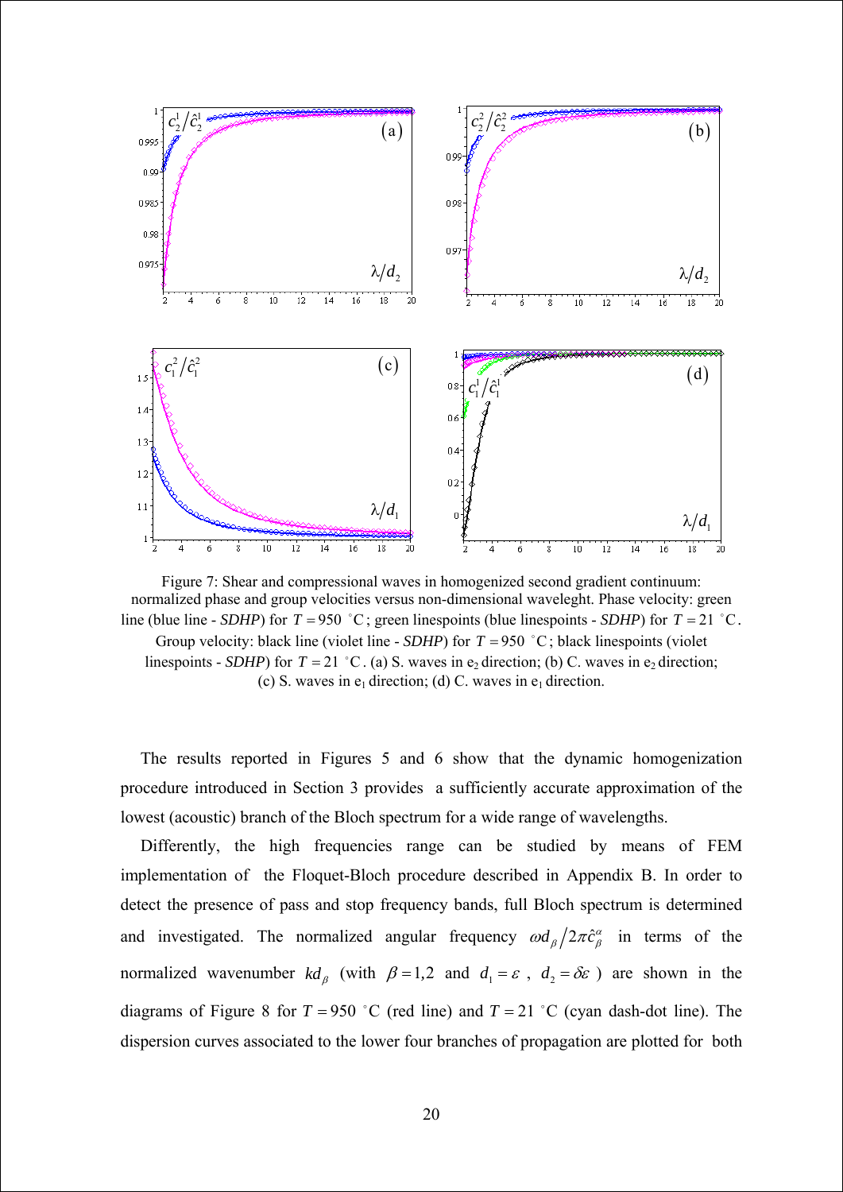Figure 7: Shear and compressional waves in homogenized second gradient continuum: normalized phase and group velocities versus non-dimensional waveleght. Phase velocity: green line (blue line - *SDHP*) for $T = 950\ ^\circ\mathrm{C}$; green linespoints (blue linespoints - *SDHP*) for $T = 21\ ^\circ\mathrm{C}$. Group velocity: black line (violet line - *SDHP*) for $T = 950\ ^\circ\mathrm{C}$; black linespoints (violet linespoints - *SDHP*) for $T = 21\ ^\circ\mathrm{C}$. (a) S. waves in $e_2$ direction; (b) C. waves in $e_2$ direction; (c) S. waves in $e_1$ direction; (d) C. waves in $e_1$ direction.

The results reported in Figures 5 and 6 show that the dynamic homogenization procedure introduced in Section 3 provides a sufficiently accurate approximation of the lowest (acoustic) branch of the Bloch spectrum for a wide range of wavelengths.

Differently, the high frequencies range can be studied by means of FEM implementation of the Floquet-Bloch procedure described in Appendix B. In order to detect the presence of pass and stop frequency bands, full Bloch spectrum is determined and investigated. The normalized angular frequency $\omega d_\beta / 2\pi \hat{c}_\beta^\alpha$ in terms of the normalized wavenumber $k d_\beta$ (with $\beta = 1,2$ and $d_1 = \varepsilon$, $d_2 = \delta\varepsilon$) are shown in the diagrams of Figure 8 for $T = 950\ ^\circ\mathrm{C}$ (red line) and $T = 21\ ^\circ\mathrm{C}$ (cyan dash-dot line). The dispersion curves associated to the lower four branches of propagation are plotted for both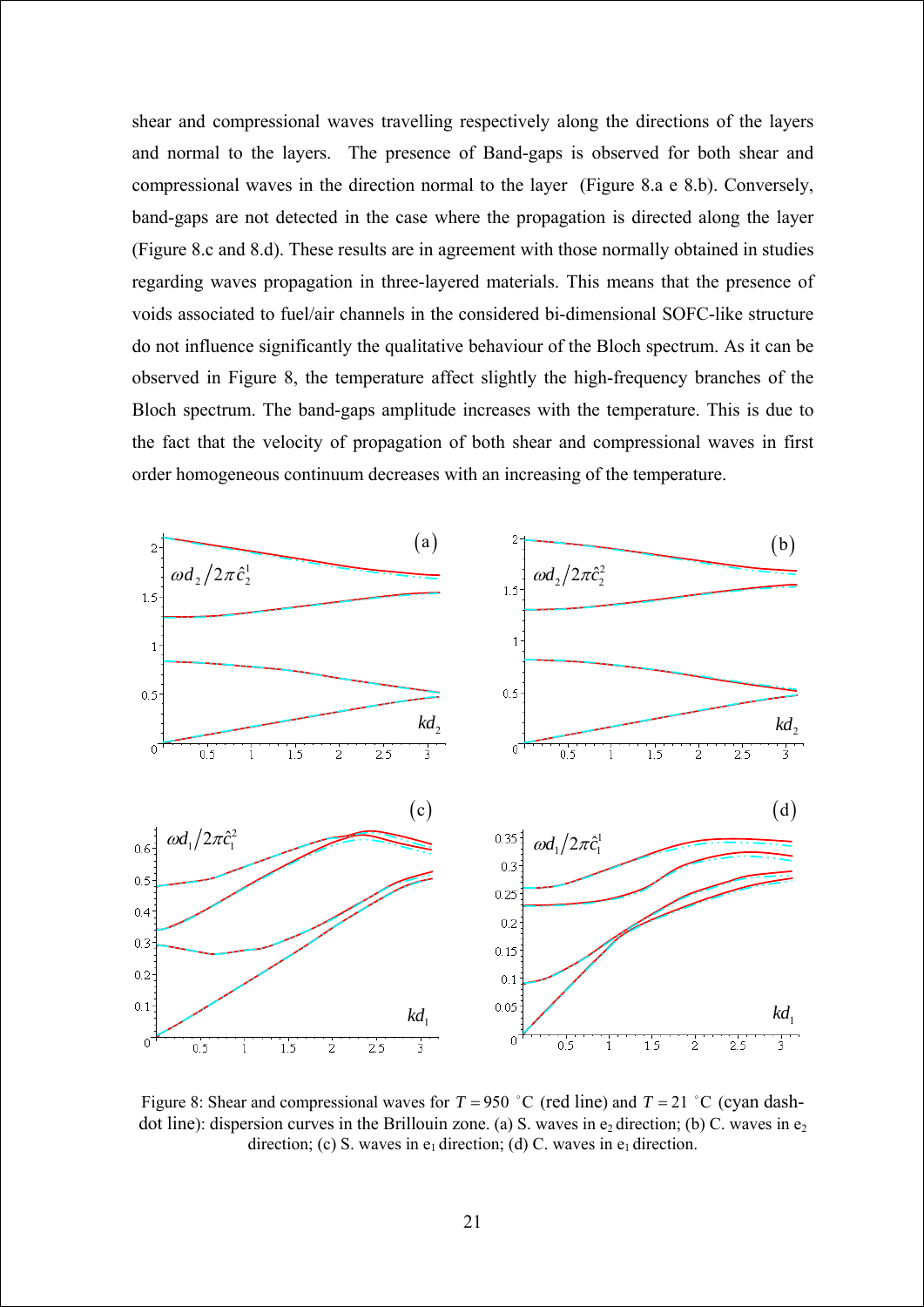shear and compressional waves travelling respectively along the directions of the layers and normal to the layers. The presence of Band-gaps is observed for both shear and compressional waves in the direction normal to the layer (Figure 8.a e 8.b). Conversely, band-gaps are not detected in the case where the propagation is directed along the layer (Figure 8.c and 8.d). These results are in agreement with those normally obtained in studies regarding waves propagation in three-layered materials. This means that the presence of voids associated to fuel/air channels in the considered bi-dimensional SOFC-like structure do not influence significantly the qualitative behaviour of the Bloch spectrum. As it can be observed in Figure 8, the temperature affect slightly the high-frequency branches of the Bloch spectrum. The band-gaps amplitude increases with the temperature. This is due to the fact that the velocity of propagation of both shear and compressional waves in first order homogeneous continuum decreases with an increasing of the temperature.

Figure 8: Shear and compressional waves for $T = 950\ ^{\circ}\mathrm{C}$ (red line) and $T = 21\ ^{\circ}\mathrm{C}$ (cyan dash-dot line): dispersion curves in the Brillouin zone. (a) S. waves in $e_2$ direction; (b) C. waves in $e_2$ direction; (c) S. waves in $e_1$ direction; (d) C. waves in $e_1$ direction.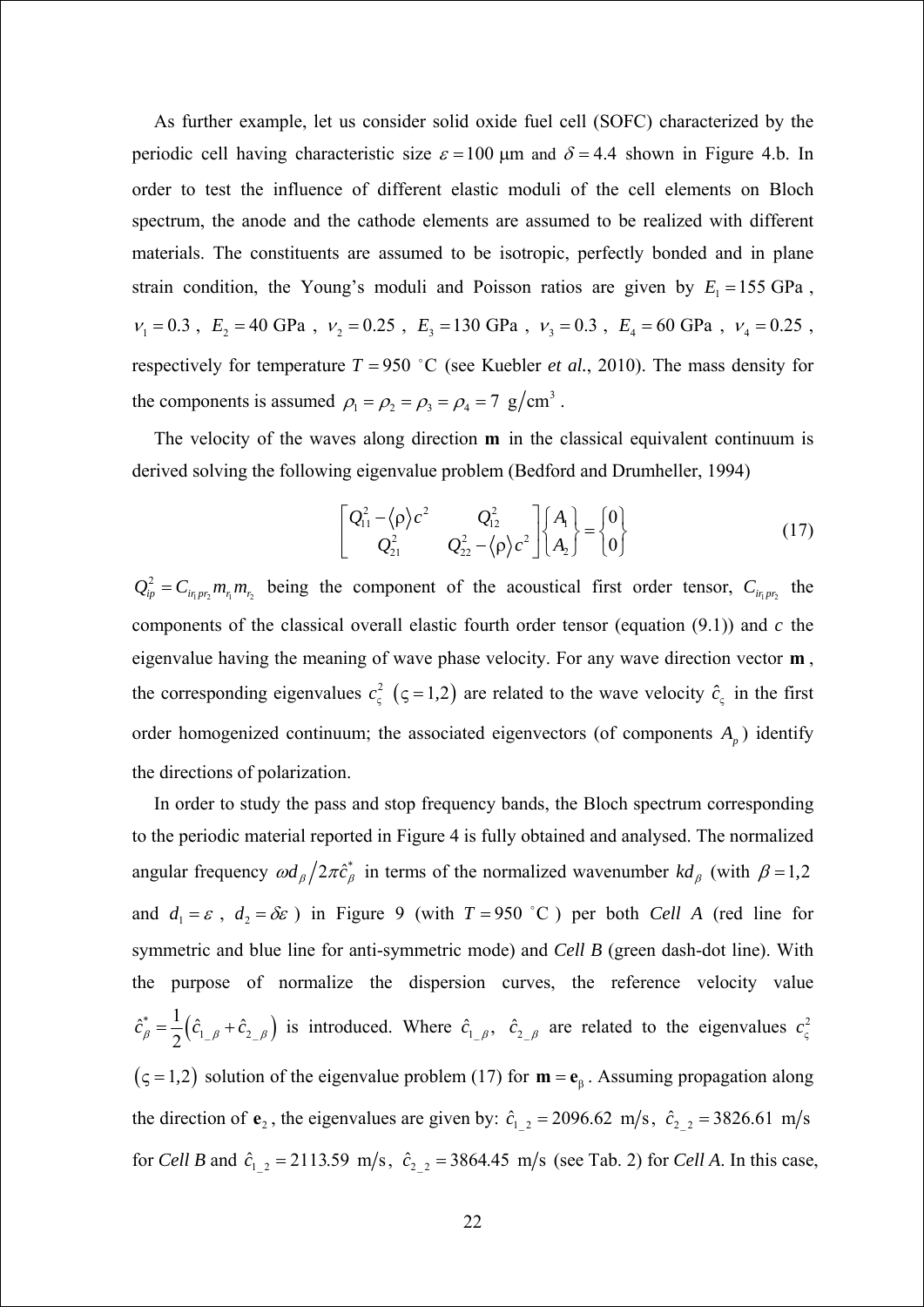As further example, let us consider solid oxide fuel cell (SOFC) characterized by the periodic cell having characteristic size $\varepsilon = 100$ μm and $\delta = 4.4$ shown in Figure 4.b. In order to test the influence of different elastic moduli of the cell elements on Bloch spectrum, the anode and the cathode elements are assumed to be realized with different materials. The constituents are assumed to be isotropic, perfectly bonded and in plane strain condition, the Young's moduli and Poisson ratios are given by $E_1 = 155$ GPa, $\nu_1 = 0.3$, $E_2 = 40$ GPa, $\nu_2 = 0.25$, $E_3 = 130$ GPa, $\nu_3 = 0.3$, $E_4 = 60$ GPa, $\nu_4 = 0.25$, respectively for temperature $T = 950\ ^\circ\mathrm{C}$ (see Kuebler *et al.*, 2010). The mass density for the components is assumed $\rho_1 = \rho_2 = \rho_3 = \rho_4 = 7\ \mathrm{g/cm^3}$.

The velocity of the waves along direction $\mathbf{m}$ in the classical equivalent continuum is derived solving the following eigenvalue problem (Bedford and Drumheller, 1994)

$$
\begin{bmatrix} Q_{11}^2 - \langle \rho \rangle c^2 & Q_{12}^2 \\ Q_{21}^2 & Q_{22}^2 - \langle \rho \rangle c^2 \end{bmatrix} \begin{Bmatrix} A_1 \\ A_2 \end{Bmatrix} = \begin{Bmatrix} 0 \\ 0 \end{Bmatrix} \tag{17}
$$

$Q_{ip}^2 = C_{ir_1pr_2} m_{r_1} m_{r_2}$ being the component of the acoustical first order tensor, $C_{ir_1pr_2}$ the components of the classical overall elastic fourth order tensor (equation (9.1)) and $c$ the eigenvalue having the meaning of wave phase velocity. For any wave direction vector $\mathbf{m}$, the corresponding eigenvalues $c_\varsigma^2$ $(\varsigma = 1,2)$ are related to the wave velocity $\hat{c}_\varsigma$ in the first order homogenized continuum; the associated eigenvectors (of components $A_p$) identify the directions of polarization.

In order to study the pass and stop frequency bands, the Bloch spectrum corresponding to the periodic material reported in Figure 4 is fully obtained and analysed. The normalized angular frequency $\omega d_\beta / 2\pi \hat{c}_\beta^*$ in terms of the normalized wavenumber $k d_\beta$ (with $\beta = 1,2$ and $d_1 = \varepsilon$, $d_2 = \delta\varepsilon$) in Figure 9 (with $T = 950\ ^\circ\mathrm{C}$) per both *Cell A* (red line for symmetric and blue line for anti-symmetric mode) and *Cell B* (green dash-dot line). With the purpose of normalize the dispersion curves, the reference velocity value $\hat{c}_\beta^* = \frac{1}{2}\left(\hat{c}_{1\_\beta} + \hat{c}_{2\_\beta}\right)$ is introduced. Where $\hat{c}_{1\_\beta}$, $\hat{c}_{2\_\beta}$ are related to the eigenvalues $c_\varsigma^2$ $(\varsigma = 1,2)$ solution of the eigenvalue problem (17) for $\mathbf{m} = \mathbf{e}_\beta$. Assuming propagation along the direction of $\mathbf{e}_2$, the eigenvalues are given by: $\hat{c}_{1\_2} = 2096.62\ \mathrm{m/s}$, $\hat{c}_{2\_2} = 3826.61\ \mathrm{m/s}$ for *Cell B* and $\hat{c}_{1\_2} = 2113.59\ \mathrm{m/s}$, $\hat{c}_{2\_2} = 3864.45\ \mathrm{m/s}$ (see Tab. 2) for *Cell A*. In this case,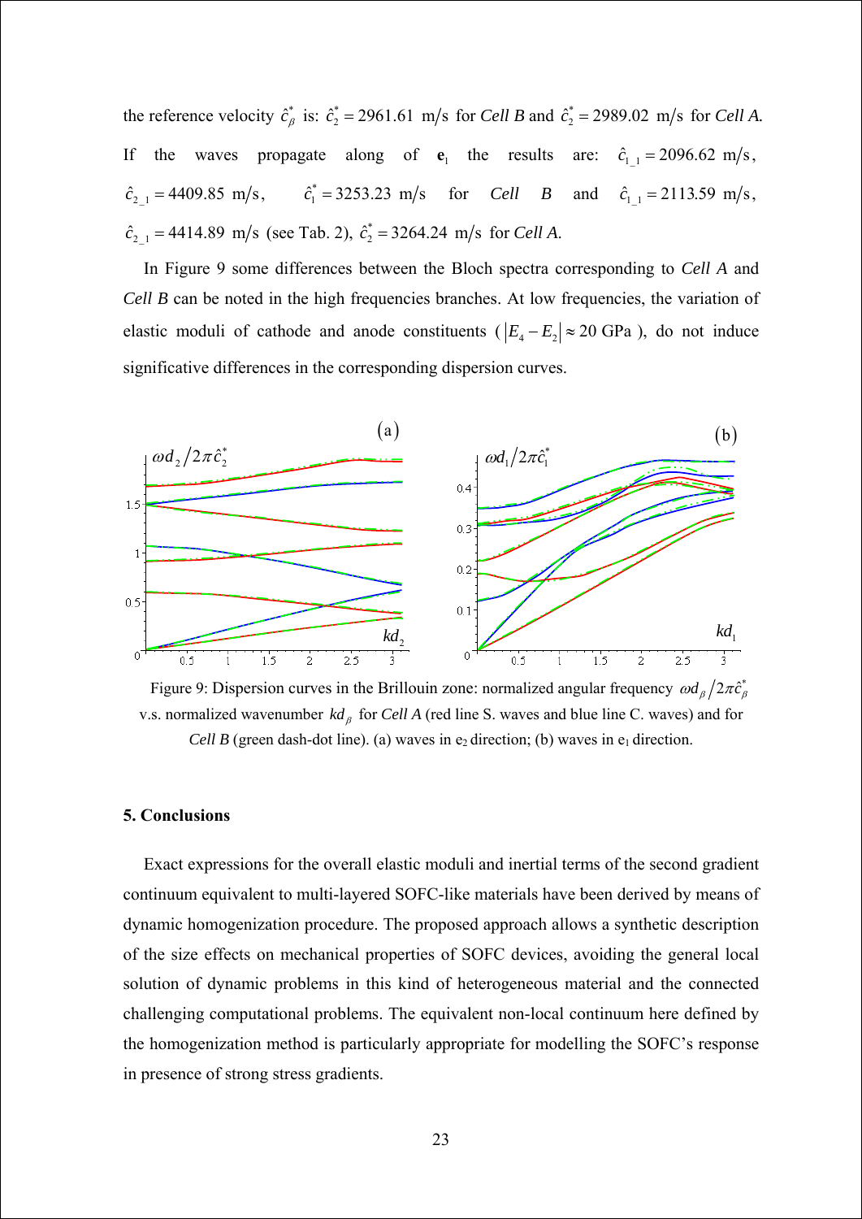the reference velocity $\hat{c}_\beta^*$ is: $\hat{c}_2^* = 2961.61$ m/s for *Cell B* and $\hat{c}_2^* = 2989.02$ m/s for *Cell A*. If the waves propagate along of $\mathbf{e}_1$ the results are: $\hat{c}_{1\_1} = 2096.62$ m/s, $\hat{c}_{2\_1} = 4409.85$ m/s, $\hat{c}_1^* = 3253.23$ m/s for *Cell B* and $\hat{c}_{1\_1} = 2113.59$ m/s, $\hat{c}_{2\_1} = 4414.89$ m/s (see Tab. 2), $\hat{c}_2^* = 3264.24$ m/s for *Cell A*.

In Figure 9 some differences between the Bloch spectra corresponding to *Cell A* and *Cell B* can be noted in the high frequencies branches. At low frequencies, the variation of elastic moduli of cathode and anode constituents ($|E_4 - E_2| \approx 20$ GPa), do not induce significative differences in the corresponding dispersion curves.

Figure 9: Dispersion curves in the Brillouin zone: normalized angular frequency $\omega d_\beta / 2\pi \hat{c}_\beta^*$ v.s. normalized wavenumber $kd_\beta$ for *Cell A* (red line S. waves and blue line C. waves) and for *Cell B* (green dash-dot line). (a) waves in $e_2$ direction; (b) waves in $e_1$ direction.

## 5. Conclusions

Exact expressions for the overall elastic moduli and inertial terms of the second gradient continuum equivalent to multi-layered SOFC-like materials have been derived by means of dynamic homogenization procedure. The proposed approach allows a synthetic description of the size effects on mechanical properties of SOFC devices, avoiding the general local solution of dynamic problems in this kind of heterogeneous material and the connected challenging computational problems. The equivalent non-local continuum here defined by the homogenization method is particularly appropriate for modelling the SOFC's response in presence of strong stress gradients.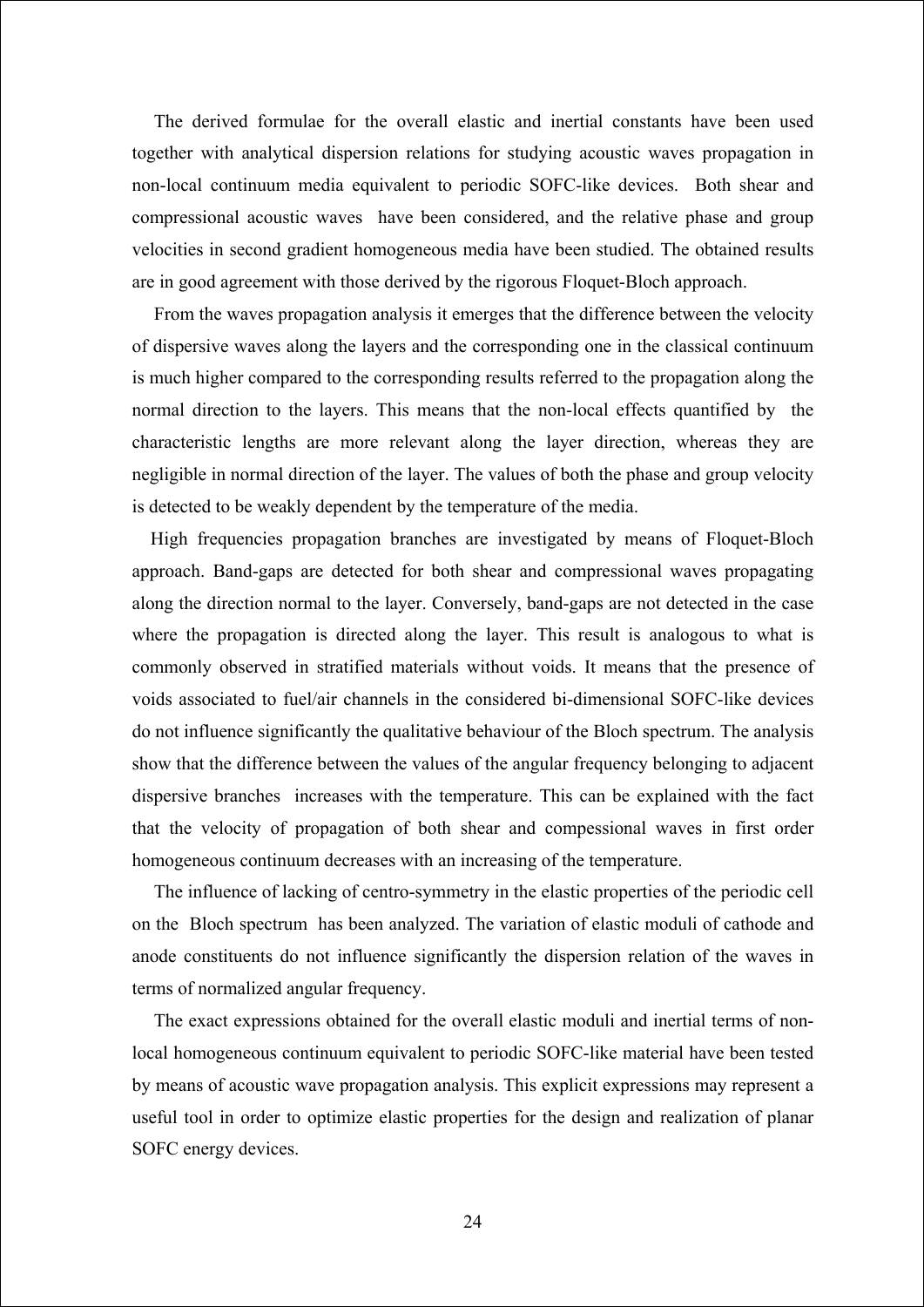The derived formulae for the overall elastic and inertial constants have been used together with analytical dispersion relations for studying acoustic waves propagation in non-local continuum media equivalent to periodic SOFC-like devices. Both shear and compressional acoustic waves have been considered, and the relative phase and group velocities in second gradient homogeneous media have been studied. The obtained results are in good agreement with those derived by the rigorous Floquet-Bloch approach.

From the waves propagation analysis it emerges that the difference between the velocity of dispersive waves along the layers and the corresponding one in the classical continuum is much higher compared to the corresponding results referred to the propagation along the normal direction to the layers. This means that the non-local effects quantified by the characteristic lengths are more relevant along the layer direction, whereas they are negligible in normal direction of the layer. The values of both the phase and group velocity is detected to be weakly dependent by the temperature of the media.

High frequencies propagation branches are investigated by means of Floquet-Bloch approach. Band-gaps are detected for both shear and compressional waves propagating along the direction normal to the layer. Conversely, band-gaps are not detected in the case where the propagation is directed along the layer. This result is analogous to what is commonly observed in stratified materials without voids. It means that the presence of voids associated to fuel/air channels in the considered bi-dimensional SOFC-like devices do not influence significantly the qualitative behaviour of the Bloch spectrum. The analysis show that the difference between the values of the angular frequency belonging to adjacent dispersive branches increases with the temperature. This can be explained with the fact that the velocity of propagation of both shear and compessional waves in first order homogeneous continuum decreases with an increasing of the temperature.

The influence of lacking of centro-symmetry in the elastic properties of the periodic cell on the Bloch spectrum has been analyzed. The variation of elastic moduli of cathode and anode constituents do not influence significantly the dispersion relation of the waves in terms of normalized angular frequency.

The exact expressions obtained for the overall elastic moduli and inertial terms of non-local homogeneous continuum equivalent to periodic SOFC-like material have been tested by means of acoustic wave propagation analysis. This explicit expressions may represent a useful tool in order to optimize elastic properties for the design and realization of planar SOFC energy devices.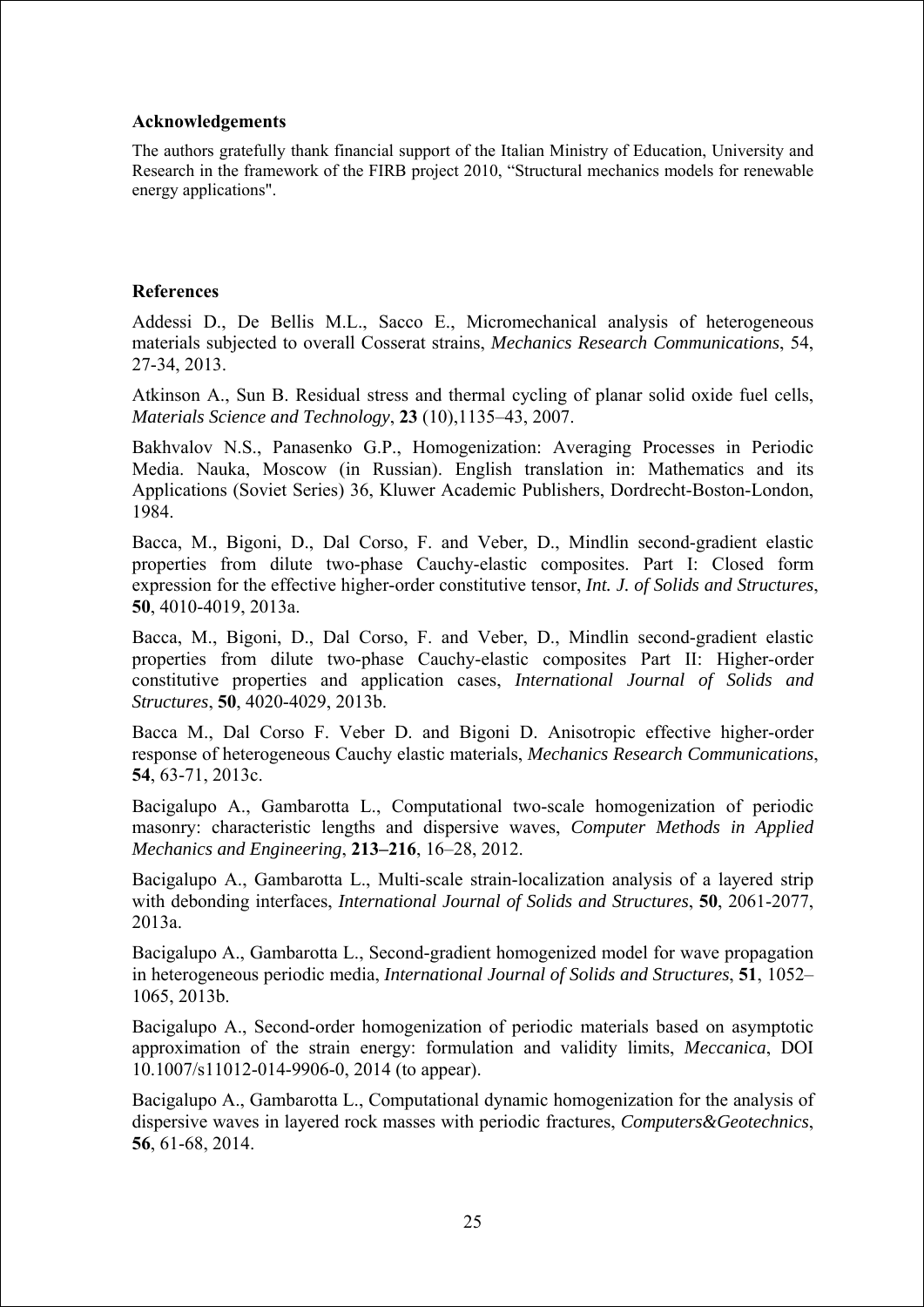## Acknowledgements

The authors gratefully thank financial support of the Italian Ministry of Education, University and Research in the framework of the FIRB project 2010, "Structural mechanics models for renewable energy applications".

## References

Addessi D., De Bellis M.L., Sacco E., Micromechanical analysis of heterogeneous materials subjected to overall Cosserat strains, *Mechanics Research Communications*, 54, 27-34, 2013.

Atkinson A., Sun B. Residual stress and thermal cycling of planar solid oxide fuel cells, *Materials Science and Technology*, **23** (10),1135–43, 2007.

Bakhvalov N.S., Panasenko G.P., Homogenization: Averaging Processes in Periodic Media. Nauka, Moscow (in Russian). English translation in: Mathematics and its Applications (Soviet Series) 36, Kluwer Academic Publishers, Dordrecht-Boston-London, 1984.

Bacca, M., Bigoni, D., Dal Corso, F. and Veber, D., Mindlin second-gradient elastic properties from dilute two-phase Cauchy-elastic composites. Part I: Closed form expression for the effective higher-order constitutive tensor, *Int. J. of Solids and Structures*, **50**, 4010-4019, 2013a.

Bacca, M., Bigoni, D., Dal Corso, F. and Veber, D., Mindlin second-gradient elastic properties from dilute two-phase Cauchy-elastic composites Part II: Higher-order constitutive properties and application cases, *International Journal of Solids and Structures*, **50**, 4020-4029, 2013b.

Bacca M., Dal Corso F. Veber D. and Bigoni D. Anisotropic effective higher-order response of heterogeneous Cauchy elastic materials, *Mechanics Research Communications*, **54**, 63-71, 2013c.

Bacigalupo A., Gambarotta L., Computational two-scale homogenization of periodic masonry: characteristic lengths and dispersive waves, *Computer Methods in Applied Mechanics and Engineering*, **213–216**, 16–28, 2012.

Bacigalupo A., Gambarotta L., Multi-scale strain-localization analysis of a layered strip with debonding interfaces, *International Journal of Solids and Structures*, **50**, 2061-2077, 2013a.

Bacigalupo A., Gambarotta L., Second-gradient homogenized model for wave propagation in heterogeneous periodic media, *International Journal of Solids and Structures*, **51**, 1052–1065, 2013b.

Bacigalupo A., Second-order homogenization of periodic materials based on asymptotic approximation of the strain energy: formulation and validity limits, *Meccanica*, DOI 10.1007/s11012-014-9906-0, 2014 (to appear).

Bacigalupo A., Gambarotta L., Computational dynamic homogenization for the analysis of dispersive waves in layered rock masses with periodic fractures, *Computers&Geotechnics*, **56**, 61-68, 2014.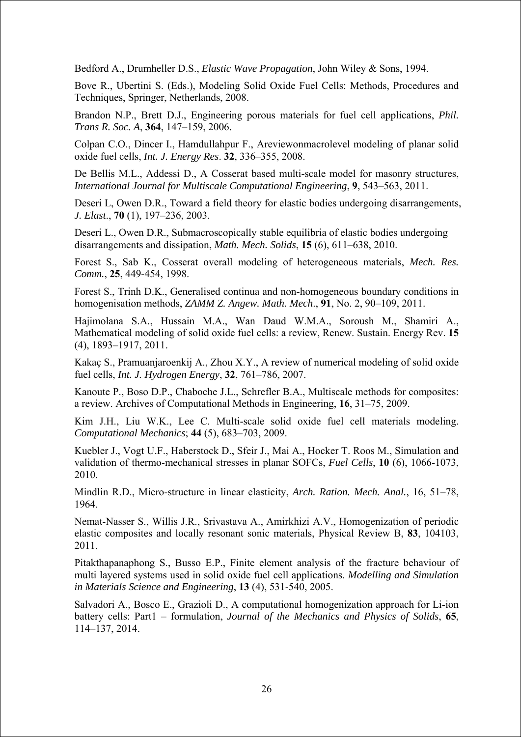Bedford A., Drumheller D.S., *Elastic Wave Propagation*, John Wiley & Sons, 1994.

Bove R., Ubertini S. (Eds.), Modeling Solid Oxide Fuel Cells: Methods, Procedures and Techniques, Springer, Netherlands, 2008.

Brandon N.P., Brett D.J., Engineering porous materials for fuel cell applications, *Phil. Trans R. Soc. A*, **364**, 147–159, 2006.

Colpan C.O., Dincer I., Hamdullahpur F., Areviewonmacrolevel modeling of planar solid oxide fuel cells, *Int. J. Energy Res*. **32**, 336–355, 2008.

De Bellis M.L., Addessi D., A Cosserat based multi-scale model for masonry structures, *International Journal for Multiscale Computational Engineering*, **9**, 543–563, 2011.

Deseri L, Owen D.R., Toward a field theory for elastic bodies undergoing disarrangements, *J. Elast*., **70** (1), 197–236, 2003.

Deseri L., Owen D.R., Submacroscopically stable equilibria of elastic bodies undergoing disarrangements and dissipation, *Math. Mech. Solids*, **15** (6), 611–638, 2010.

Forest S., Sab K., Cosserat overall modeling of heterogeneous materials, *Mech. Res. Comm.*, **25**, 449-454, 1998.

Forest S., Trinh D.K., Generalised continua and non-homogeneous boundary conditions in homogenisation methods, *ZAMM Z. Angew. Math. Mech*., **91**, No. 2, 90–109, 2011.

Hajimolana S.A., Hussain M.A., Wan Daud W.M.A., Soroush M., Shamiri A., Mathematical modeling of solid oxide fuel cells: a review, Renew. Sustain. Energy Rev. **15** (4), 1893–1917, 2011.

Kakaç S., Pramuanjaroenkij A., Zhou X.Y., A review of numerical modeling of solid oxide fuel cells, *Int. J. Hydrogen Energy*, **32**, 761–786, 2007.

Kanoute P., Boso D.P., Chaboche J.L., Schrefler B.A., Multiscale methods for composites: a review. Archives of Computational Methods in Engineering, **16**, 31–75, 2009.

Kim J.H., Liu W.K., Lee C. Multi-scale solid oxide fuel cell materials modeling. *Computational Mechanics*; **44** (5), 683–703, 2009.

Kuebler J., Vogt U.F., Haberstock D., Sfeir J., Mai A., Hocker T. Roos M., Simulation and validation of thermo-mechanical stresses in planar SOFCs, *Fuel Cells*, **10** (6), 1066-1073, 2010.

Mindlin R.D., Micro-structure in linear elasticity, *Arch. Ration. Mech. Anal.*, 16, 51–78, 1964.

Nemat-Nasser S., Willis J.R., Srivastava A., Amirkhizi A.V., Homogenization of periodic elastic composites and locally resonant sonic materials, Physical Review B, **83**, 104103, 2011.

Pitakthapanaphong S., Busso E.P., Finite element analysis of the fracture behaviour of multi layered systems used in solid oxide fuel cell applications. *Modelling and Simulation in Materials Science and Engineering*, **13** (4), 531-540, 2005.

Salvadori A., Bosco E., Grazioli D., A computational homogenization approach for Li-ion battery cells: Part1 – formulation, *Journal of the Mechanics and Physics of Solids*, **65**, 114–137, 2014.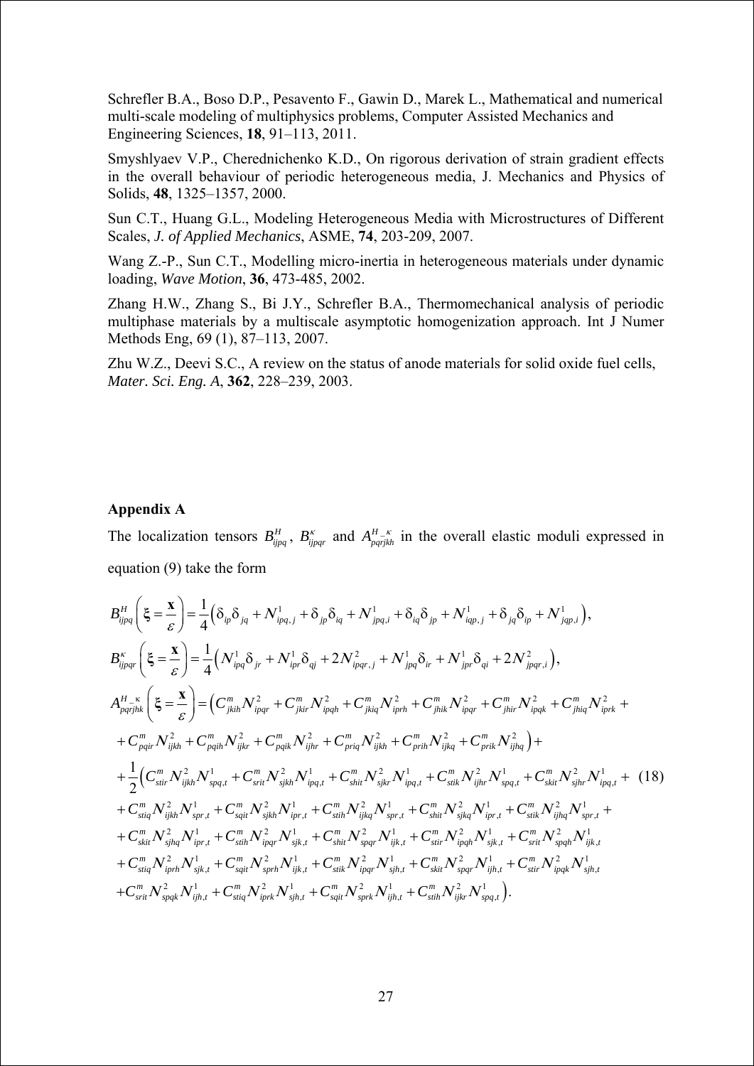Schrefler B.A., Boso D.P., Pesavento F., Gawin D., Marek L., Mathematical and numerical multi-scale modeling of multiphysics problems, Computer Assisted Mechanics and Engineering Sciences, **18**, 91–113, 2011.

Smyshlyaev V.P., Cherednichenko K.D., On rigorous derivation of strain gradient effects in the overall behaviour of periodic heterogeneous media, J. Mechanics and Physics of Solids, **48**, 1325–1357, 2000.

Sun C.T., Huang G.L., Modeling Heterogeneous Media with Microstructures of Different Scales, *J. of Applied Mechanics*, ASME, **74**, 203-209, 2007.

Wang Z.-P., Sun C.T., Modelling micro-inertia in heterogeneous materials under dynamic loading, *Wave Motion*, **36**, 473-485, 2002.

Zhang H.W., Zhang S., Bi J.Y., Schrefler B.A., Thermomechanical analysis of periodic multiphase materials by a multiscale asymptotic homogenization approach. Int J Numer Methods Eng, 69 (1), 87–113, 2007.

Zhu W.Z., Deevi S.C., A review on the status of anode materials for solid oxide fuel cells, *Mater. Sci. Eng. A*, **362**, 228–239, 2003.

## Appendix A

The localization tensors $B^{H}_{ijpq}$, $B^{\kappa}_{ijpqr}$ and $A^{H\_\kappa}_{pqrjkh}$ in the overall elastic moduli expressed in equation (9) take the form

$$
\begin{aligned}
&B^{H}_{ijpq}\left(\boldsymbol{\xi}=\frac{\mathbf{x}}{\varepsilon}\right)=\frac{1}{4}\Big(\delta_{ip}\delta_{jq}+N^{1}_{ipq,j}+\delta_{jp}\delta_{iq}+N^{1}_{jpq,i}+\delta_{iq}\delta_{jp}+N^{1}_{iqp,j}+\delta_{jq}\delta_{ip}+N^{1}_{jqp,i}\Big),\\
&B^{\kappa}_{ijpqr}\left(\boldsymbol{\xi}=\frac{\mathbf{x}}{\varepsilon}\right)=\frac{1}{4}\Big(N^{1}_{ipq}\delta_{jr}+N^{1}_{ipr}\delta_{qj}+2N^{2}_{ipqr,j}+N^{1}_{jpq}\delta_{ir}+N^{1}_{jpr}\delta_{qi}+2N^{2}_{jpqr,i}\Big),\\
&A^{H\_\kappa}_{pqrjhk}\left(\boldsymbol{\xi}=\frac{\mathbf{x}}{\varepsilon}\right)=\Big(C^{m}_{jkih}N^{2}_{ipqr}+C^{m}_{jkir}N^{2}_{ipqh}+C^{m}_{jkiq}N^{2}_{iprh}+C^{m}_{jhik}N^{2}_{ipqr}+C^{m}_{jhir}N^{2}_{ipqk}+C^{m}_{jhiq}N^{2}_{iprk}+\\
&\quad+C^{m}_{pqir}N^{2}_{ijkh}+C^{m}_{pqih}N^{2}_{ijkr}+C^{m}_{pqik}N^{2}_{ijhr}+C^{m}_{priq}N^{2}_{ijkh}+C^{m}_{prih}N^{2}_{ijkq}+C^{m}_{prik}N^{2}_{ijhq}\Big)+\\
&\quad+\frac{1}{2}\Big(C^{m}_{stir}N^{2}_{ijkh}N^{1}_{spq,t}+C^{m}_{srit}N^{2}_{sjkh}N^{1}_{ipq,t}+C^{m}_{shit}N^{2}_{sjkr}N^{1}_{ipq,t}+C^{m}_{stik}N^{2}_{ijhr}N^{1}_{spq,t}+C^{m}_{skit}N^{2}_{sjhr}N^{1}_{ipq,t}+ \qquad (18)\\
&\quad+C^{m}_{stiq}N^{2}_{ijkh}N^{1}_{spr,t}+C^{m}_{sqit}N^{2}_{sjkh}N^{1}_{ipr,t}+C^{m}_{stih}N^{2}_{ijkq}N^{1}_{spr,t}+C^{m}_{shit}N^{2}_{sjkq}N^{1}_{ipr,t}+C^{m}_{stik}N^{2}_{ijhq}N^{1}_{spr,t}+\\
&\quad+C^{m}_{skit}N^{2}_{sjhq}N^{1}_{ipr,t}+C^{m}_{stih}N^{2}_{ipqr}N^{1}_{sjk,t}+C^{m}_{shit}N^{2}_{spqr}N^{1}_{ijk,t}+C^{m}_{stir}N^{2}_{ipqh}N^{1}_{sjk,t}+C^{m}_{srit}N^{2}_{spqh}N^{1}_{ijk,t}\\
&\quad+C^{m}_{stiq}N^{2}_{iprh}N^{1}_{sjk,t}+C^{m}_{sqit}N^{2}_{sprh}N^{1}_{ijk,t}+C^{m}_{stik}N^{2}_{ipqr}N^{1}_{sjh,t}+C^{m}_{skit}N^{2}_{spqr}N^{1}_{ijh,t}+C^{m}_{stir}N^{2}_{ipqk}N^{1}_{sjh,t}\\
&\quad+C^{m}_{srit}N^{2}_{spqk}N^{1}_{ijh,t}+C^{m}_{stiq}N^{2}_{iprk}N^{1}_{sjh,t}+C^{m}_{sqit}N^{2}_{sprk}N^{1}_{ijh,t}+C^{m}_{stih}N^{2}_{ijkr}N^{1}_{spq,t}\Big).
\end{aligned}
$$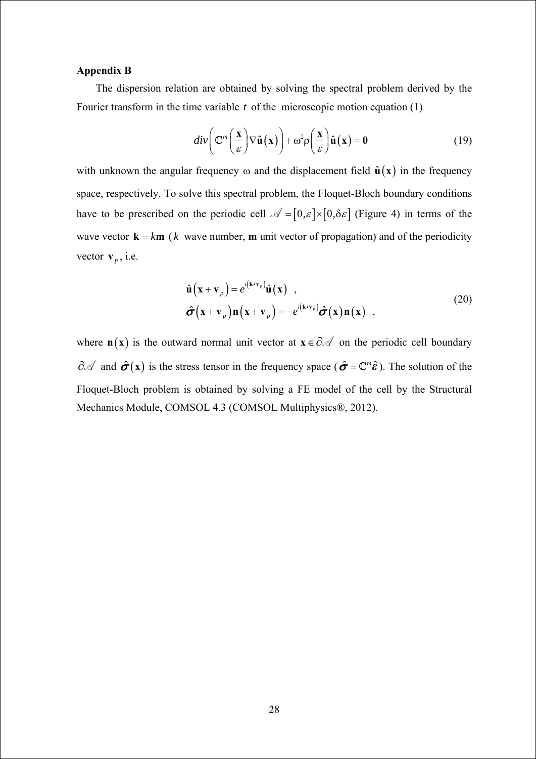**Appendix B**

The dispersion relation are obtained by solving the spectral problem derived by the Fourier transform in the time variable $t$ of the microscopic motion equation (1)

$$div\left(\mathbb{C}^m\left(\frac{\mathbf{x}}{\varepsilon}\right)\nabla\hat{\mathbf{u}}\left(\mathbf{x}\right)\right)+\omega^2\rho\left(\frac{\mathbf{x}}{\varepsilon}\right)\hat{\mathbf{u}}\left(\mathbf{x}\right)=\mathbf{0} \tag{19}$$

with unknown the angular frequency $\omega$ and the displacement field $\hat{\mathbf{u}}\left(\mathbf{x}\right)$ in the frequency space, respectively. To solve this spectral problem, the Floquet-Bloch boundary conditions have to be prescribed on the periodic cell $\mathscr{A}=\left[0,\varepsilon\right]\times\left[0,\delta\varepsilon\right]$ (Figure 4) in terms of the wave vector $\mathbf{k}=k\mathbf{m}$ ($k$ wave number, $\mathbf{m}$ unit vector of propagation) and of the periodicity vector $\mathbf{v}_p$, i.e.

$$\begin{aligned}
&\hat{\mathbf{u}}\left(\mathbf{x}+\mathbf{v}_p\right)=e^{i\left(\mathbf{k}\cdot\mathbf{v}_p\right)}\hat{\mathbf{u}}\left(\mathbf{x}\right) \quad ,\\
&\hat{\boldsymbol{\sigma}}\left(\mathbf{x}+\mathbf{v}_p\right)\mathbf{n}\left(\mathbf{x}+\mathbf{v}_p\right)=-e^{i\left(\mathbf{k}\cdot\mathbf{v}_p\right)}\hat{\boldsymbol{\sigma}}\left(\mathbf{x}\right)\mathbf{n}\left(\mathbf{x}\right) \quad ,
\end{aligned} \tag{20}$$

where $\mathbf{n}\left(\mathbf{x}\right)$ is the outward normal unit vector at $\mathbf{x}\in\partial\mathscr{A}$ on the periodic cell boundary $\partial\mathscr{A}$ and $\hat{\boldsymbol{\sigma}}\left(\mathbf{x}\right)$ is the stress tensor in the frequency space ($\hat{\boldsymbol{\sigma}}=\mathbb{C}^m\hat{\boldsymbol{\varepsilon}}$). The solution of the Floquet-Bloch problem is obtained by solving a FE model of the cell by the Structural Mechanics Module, COMSOL 4.3 (COMSOL Multiphysics®, 2012).